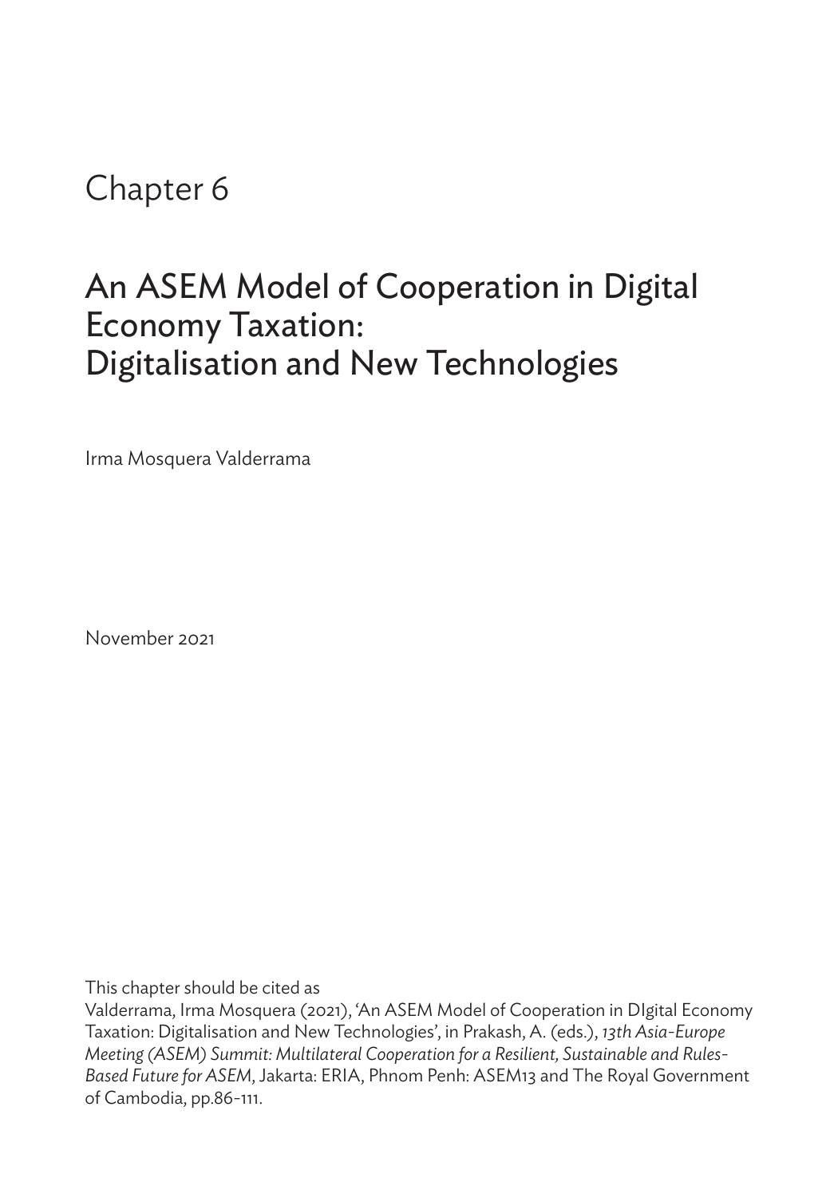# Chapter 6

## An ASEM Model of Cooperation in Digital Economy Taxation: Digitalisation and New Technologies

Irma Mosquera Valderrama

November 2021

This chapter should be cited as

Valderrama, Irma Mosquera (2021), 'An ASEM Model of Cooperation in DIgital Economy Taxation: Digitalisation and New Technologies', in Prakash, A. (eds.), *13th Asia-Europe Meeting (ASEM) Summit: Multilateral Cooperation for a Resilient, Sustainable and Rules-Based Future for ASEM*, Jakarta: ERIA, Phnom Penh: ASEM13 and The Royal Government of Cambodia, pp.86-111.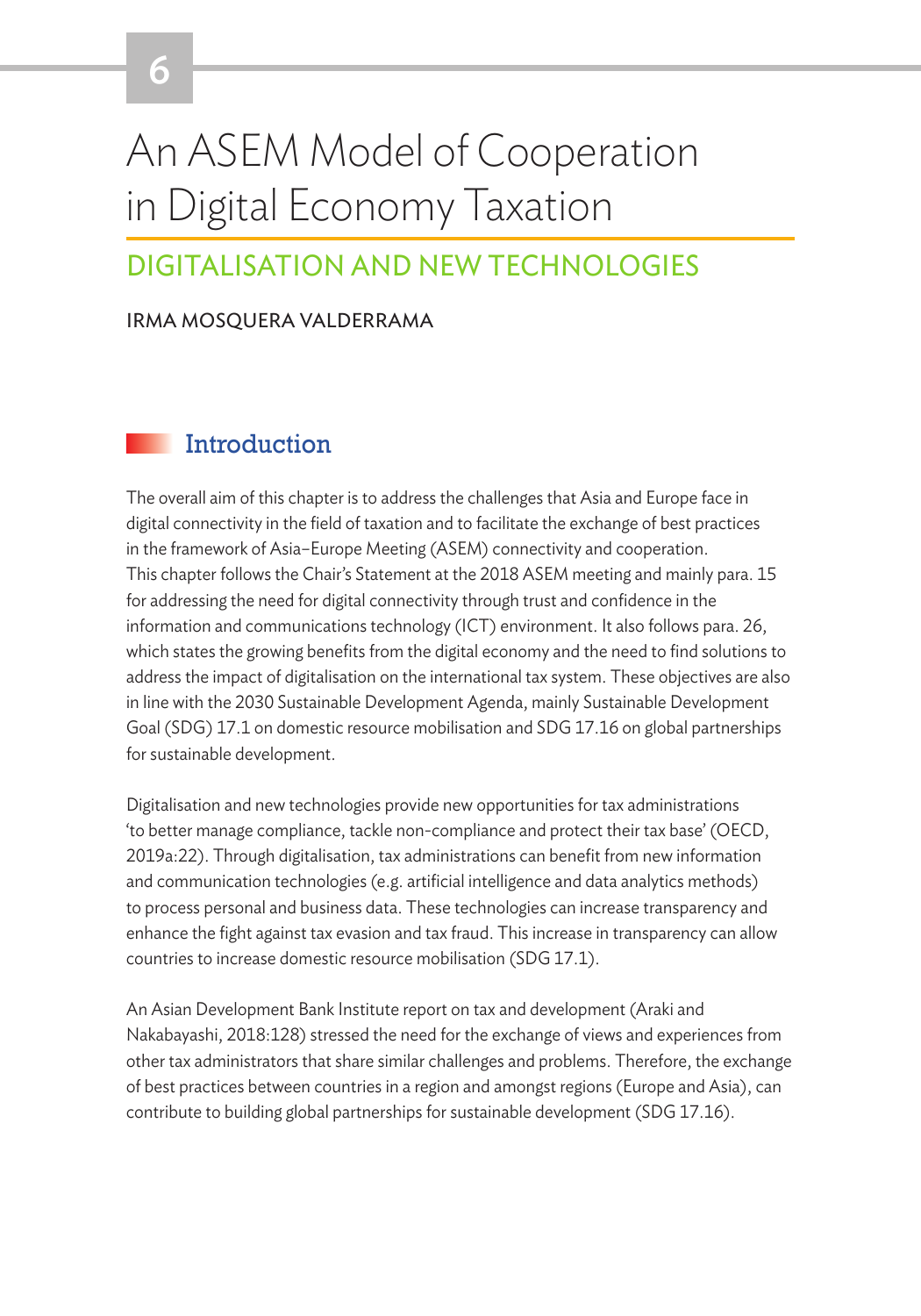# 6

# An ASEM Model of Cooperation in Digital Economy Taxation

## DIGITALISATION AND NEW TECHNOLOGIES

IRMA MOSQUERA VALDERRAMA

## Introduction

The overall aim of this chapter is to address the challenges that Asia and Europe face in digital connectivity in the field of taxation and to facilitate the exchange of best practices in the framework of Asia–Europe Meeting (ASEM) connectivity and cooperation. This chapter follows the Chair's Statement at the 2018 ASEM meeting and mainly para. 15 for addressing the need for digital connectivity through trust and confidence in the information and communications technology (ICT) environment. It also follows para. 26, which states the growing benefits from the digital economy and the need to find solutions to address the impact of digitalisation on the international tax system. These objectives are also in line with the 2030 Sustainable Development Agenda, mainly Sustainable Development Goal (SDG) 17.1 on domestic resource mobilisation and SDG 17.16 on global partnerships for sustainable development.

Digitalisation and new technologies provide new opportunities for tax administrations 'to better manage compliance, tackle non-compliance and protect their tax base' (OECD, 2019a:22). Through digitalisation, tax administrations can benefit from new information and communication technologies (e.g. artificial intelligence and data analytics methods) to process personal and business data. These technologies can increase transparency and enhance the fight against tax evasion and tax fraud. This increase in transparency can allow countries to increase domestic resource mobilisation (SDG 17.1).

An Asian Development Bank Institute report on tax and development (Araki and Nakabayashi, 2018:128) stressed the need for the exchange of views and experiences from other tax administrators that share similar challenges and problems. Therefore, the exchange of best practices between countries in a region and amongst regions (Europe and Asia), can contribute to building global partnerships for sustainable development (SDG 17.16).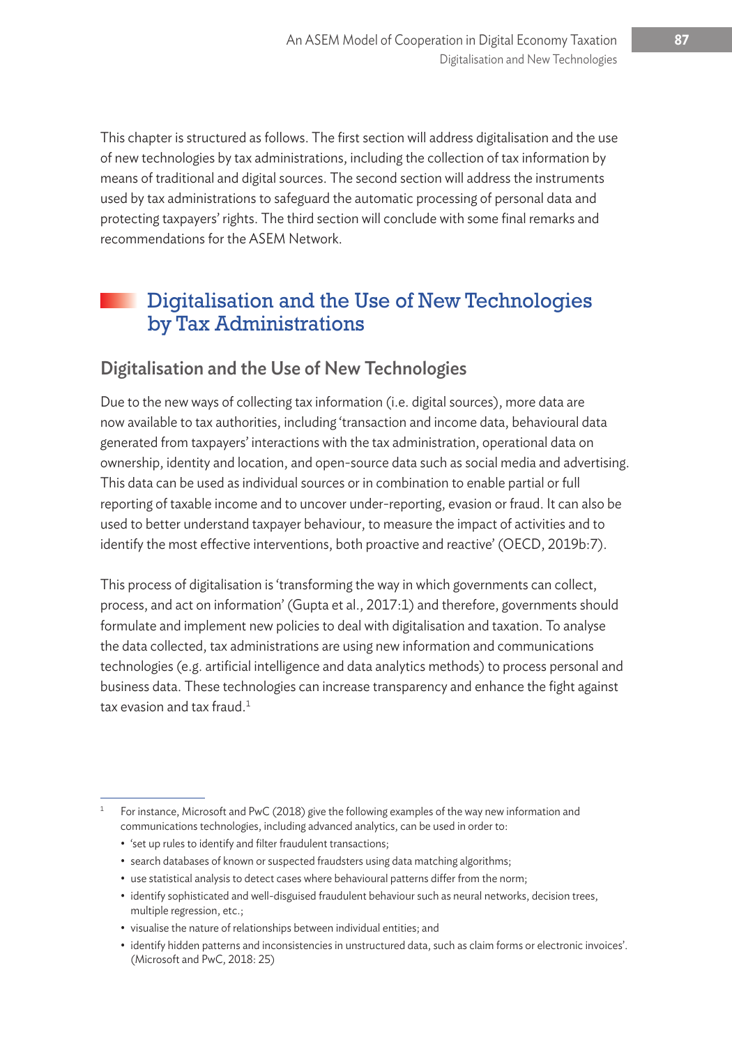This chapter is structured as follows. The first section will address digitalisation and the use of new technologies by tax administrations, including the collection of tax information by means of traditional and digital sources. The second section will address the instruments used by tax administrations to safeguard the automatic processing of personal data and protecting taxpayers' rights. The third section will conclude with some final remarks and recommendations for the ASEM Network.

## Digitalisation and the Use of New Technologies by Tax Administrations

### Digitalisation and the Use of New Technologies

Due to the new ways of collecting tax information (i.e. digital sources), more data are now available to tax authorities, including 'transaction and income data, behavioural data generated from taxpayers' interactions with the tax administration, operational data on ownership, identity and location, and open-source data such as social media and advertising. This data can be used as individual sources or in combination to enable partial or full reporting of taxable income and to uncover under-reporting, evasion or fraud. It can also be used to better understand taxpayer behaviour, to measure the impact of activities and to identify the most effective interventions, both proactive and reactive' (OECD, 2019b:7).

This process of digitalisation is 'transforming the way in which governments can collect, process, and act on information' (Gupta et al., 2017:1) and therefore, governments should formulate and implement new policies to deal with digitalisation and taxation. To analyse the data collected, tax administrations are using new information and communications technologies (e.g. artificial intelligence and data analytics methods) to process personal and business data. These technologies can increase transparency and enhance the fight against tax evasion and tax fraud.[1]

---

[1] For instance, Microsoft and PwC (2018) give the following examples of the way new information and communications technologies, including advanced analytics, can be used in order to:

- 'set up rules to identify and filter fraudulent transactions;
- search databases of known or suspected fraudsters using data matching algorithms;
- use statistical analysis to detect cases where behavioural patterns differ from the norm;
- identify sophisticated and well-disguised fraudulent behaviour such as neural networks, decision trees, multiple regression, etc.;
- visualise the nature of relationships between individual entities; and
- identify hidden patterns and inconsistencies in unstructured data, such as claim forms or electronic invoices'. (Microsoft and PwC, 2018: 25)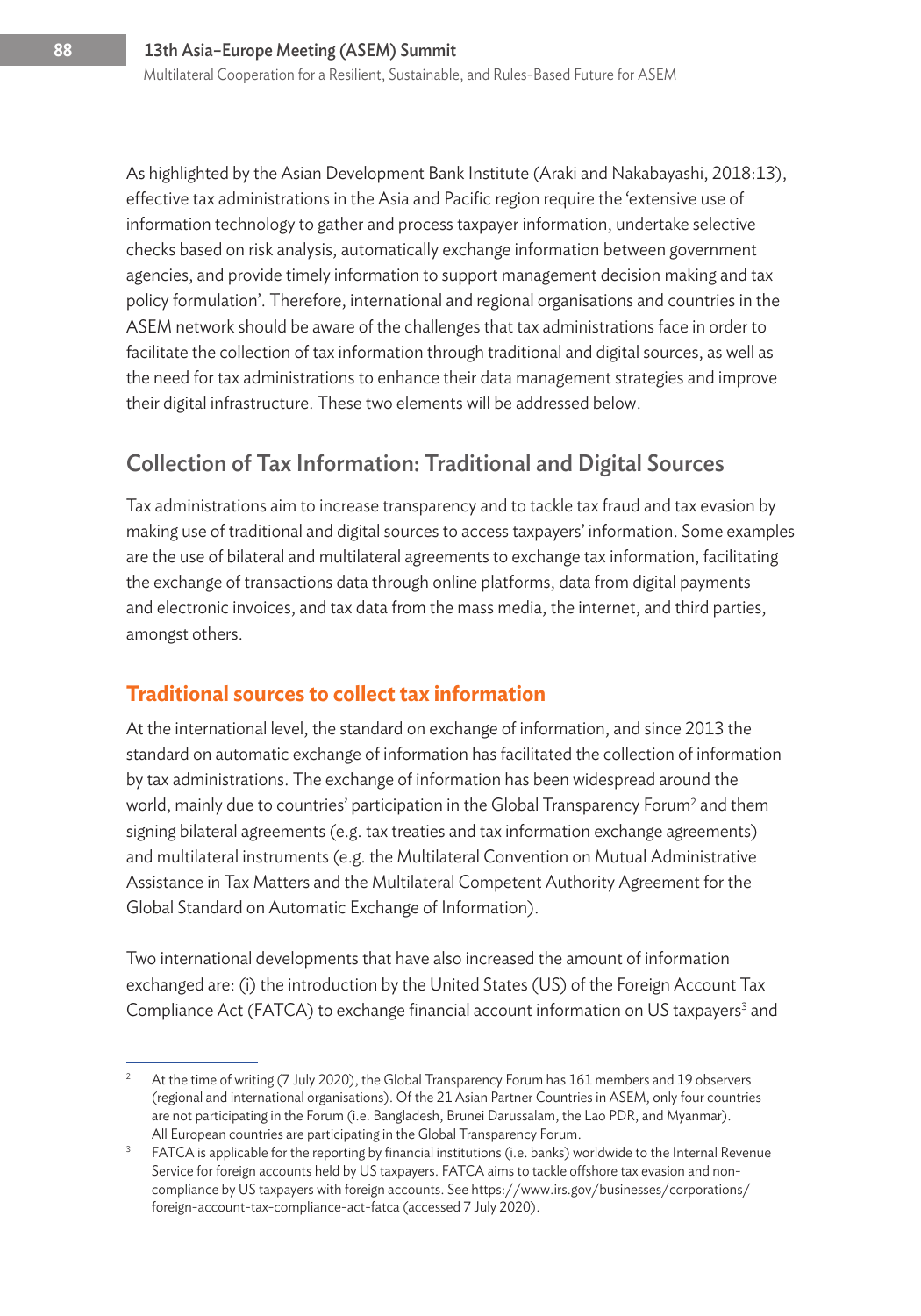As highlighted by the Asian Development Bank Institute (Araki and Nakabayashi, 2018:13), effective tax administrations in the Asia and Pacific region require the 'extensive use of information technology to gather and process taxpayer information, undertake selective checks based on risk analysis, automatically exchange information between government agencies, and provide timely information to support management decision making and tax policy formulation'. Therefore, international and regional organisations and countries in the ASEM network should be aware of the challenges that tax administrations face in order to facilitate the collection of tax information through traditional and digital sources, as well as the need for tax administrations to enhance their data management strategies and improve their digital infrastructure. These two elements will be addressed below.

## Collection of Tax Information: Traditional and Digital Sources

Tax administrations aim to increase transparency and to tackle tax fraud and tax evasion by making use of traditional and digital sources to access taxpayers' information. Some examples are the use of bilateral and multilateral agreements to exchange tax information, facilitating the exchange of transactions data through online platforms, data from digital payments and electronic invoices, and tax data from the mass media, the internet, and third parties, amongst others.

### Traditional sources to collect tax information

At the international level, the standard on exchange of information, and since 2013 the standard on automatic exchange of information has facilitated the collection of information by tax administrations. The exchange of information has been widespread around the world, mainly due to countries' participation in the Global Transparency Forum[2] and them signing bilateral agreements (e.g. tax treaties and tax information exchange agreements) and multilateral instruments (e.g. the Multilateral Convention on Mutual Administrative Assistance in Tax Matters and the Multilateral Competent Authority Agreement for the Global Standard on Automatic Exchange of Information).

Two international developments that have also increased the amount of information exchanged are: (i) the introduction by the United States (US) of the Foreign Account Tax Compliance Act (FATCA) to exchange financial account information on US taxpayers[3] and

---

[2] At the time of writing (7 July 2020), the Global Transparency Forum has 161 members and 19 observers (regional and international organisations). Of the 21 Asian Partner Countries in ASEM, only four countries are not participating in the Forum (i.e. Bangladesh, Brunei Darussalam, the Lao PDR, and Myanmar). All European countries are participating in the Global Transparency Forum.

[3] FATCA is applicable for the reporting by financial institutions (i.e. banks) worldwide to the Internal Revenue Service for foreign accounts held by US taxpayers. FATCA aims to tackle offshore tax evasion and non-compliance by US taxpayers with foreign accounts. See https://www.irs.gov/businesses/corporations/foreign-account-tax-compliance-act-fatca (accessed 7 July 2020).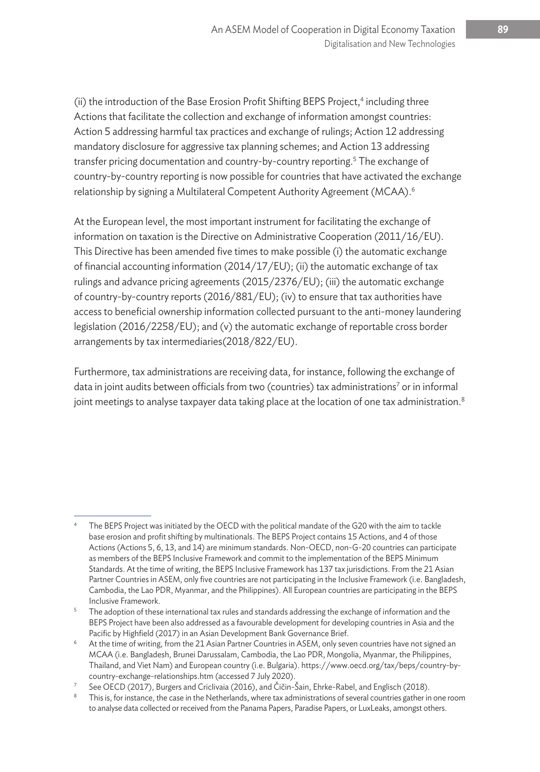(ii) the introduction of the Base Erosion Profit Shifting BEPS Project,[4] including three Actions that facilitate the collection and exchange of information amongst countries: Action 5 addressing harmful tax practices and exchange of rulings; Action 12 addressing mandatory disclosure for aggressive tax planning schemes; and Action 13 addressing transfer pricing documentation and country-by-country reporting.[5] The exchange of country-by-country reporting is now possible for countries that have activated the exchange relationship by signing a Multilateral Competent Authority Agreement (MCAA).[6]

At the European level, the most important instrument for facilitating the exchange of information on taxation is the Directive on Administrative Cooperation (2011/16/EU). This Directive has been amended five times to make possible (i) the automatic exchange of financial accounting information (2014/17/EU); (ii) the automatic exchange of tax rulings and advance pricing agreements (2015/2376/EU); (iii) the automatic exchange of country-by-country reports (2016/881/EU); (iv) to ensure that tax authorities have access to beneficial ownership information collected pursuant to the anti-money laundering legislation (2016/2258/EU); and (v) the automatic exchange of reportable cross border arrangements by tax intermediaries(2018/822/EU).

Furthermore, tax administrations are receiving data, for instance, following the exchange of data in joint audits between officials from two (countries) tax administrations[7] or in informal joint meetings to analyse taxpayer data taking place at the location of one tax administration.[8]

---

[4] The BEPS Project was initiated by the OECD with the political mandate of the G20 with the aim to tackle base erosion and profit shifting by multinationals. The BEPS Project contains 15 Actions, and 4 of those Actions (Actions 5, 6, 13, and 14) are minimum standards. Non-OECD, non-G-20 countries can participate as members of the BEPS Inclusive Framework and commit to the implementation of the BEPS Minimum Standards. At the time of writing, the BEPS Inclusive Framework has 137 tax jurisdictions. From the 21 Asian Partner Countries in ASEM, only five countries are not participating in the Inclusive Framework (i.e. Bangladesh, Cambodia, the Lao PDR, Myanmar, and the Philippines). All European countries are participating in the BEPS Inclusive Framework.

[5] The adoption of these international tax rules and standards addressing the exchange of information and the BEPS Project have been also addressed as a favourable development for developing countries in Asia and the Pacific by Highfield (2017) in an Asian Development Bank Governance Brief.

[6] At the time of writing, from the 21 Asian Partner Countries in ASEM, only seven countries have not signed an MCAA (i.e. Bangladesh, Brunei Darussalam, Cambodia, the Lao PDR, Mongolia, Myanmar, the Philippines, Thailand, and Viet Nam) and European country (i.e. Bulgaria). https://www.oecd.org/tax/beps/country-by-country-exchange-relationships.htm (accessed 7 July 2020).

[7] See OECD (2017), Burgers and Criclivaia (2016), and Čičin-Šain, Ehrke-Rabel, and Englisch (2018).

[8] This is, for instance, the case in the Netherlands, where tax administrations of several countries gather in one room to analyse data collected or received from the Panama Papers, Paradise Papers, or LuxLeaks, amongst others.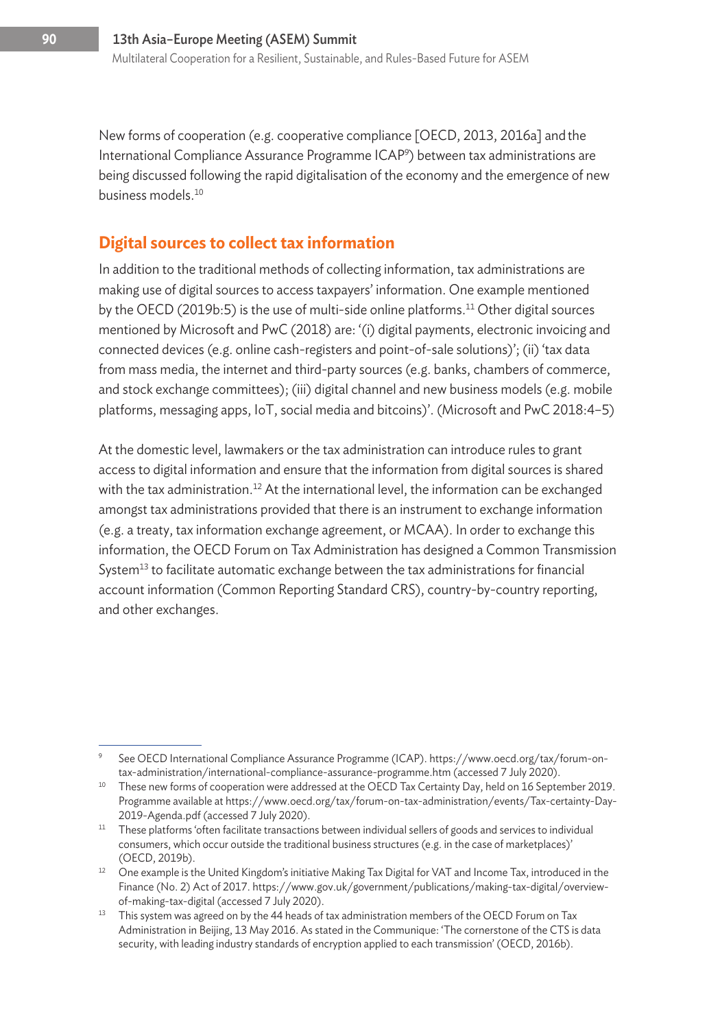New forms of cooperation (e.g. cooperative compliance [OECD, 2013, 2016a] and the International Compliance Assurance Programme ICAP[9]) between tax administrations are being discussed following the rapid digitalisation of the economy and the emergence of new business models.[10]

## Digital sources to collect tax information

In addition to the traditional methods of collecting information, tax administrations are making use of digital sources to access taxpayers' information. One example mentioned by the OECD (2019b:5) is the use of multi-side online platforms.[11] Other digital sources mentioned by Microsoft and PwC (2018) are: '(i) digital payments, electronic invoicing and connected devices (e.g. online cash-registers and point-of-sale solutions)'; (ii) 'tax data from mass media, the internet and third-party sources (e.g. banks, chambers of commerce, and stock exchange committees); (iii) digital channel and new business models (e.g. mobile platforms, messaging apps, IoT, social media and bitcoins)'. (Microsoft and PwC 2018:4–5)

At the domestic level, lawmakers or the tax administration can introduce rules to grant access to digital information and ensure that the information from digital sources is shared with the tax administration.[12] At the international level, the information can be exchanged amongst tax administrations provided that there is an instrument to exchange information (e.g. a treaty, tax information exchange agreement, or MCAA). In order to exchange this information, the OECD Forum on Tax Administration has designed a Common Transmission System[13] to facilitate automatic exchange between the tax administrations for financial account information (Common Reporting Standard CRS), country-by-country reporting, and other exchanges.

---

[9] See OECD International Compliance Assurance Programme (ICAP). https://www.oecd.org/tax/forum-on-tax-administration/international-compliance-assurance-programme.htm (accessed 7 July 2020).

[10] These new forms of cooperation were addressed at the OECD Tax Certainty Day, held on 16 September 2019. Programme available at https://www.oecd.org/tax/forum-on-tax-administration/events/Tax-certainty-Day-2019-Agenda.pdf (accessed 7 July 2020).

[11] These platforms 'often facilitate transactions between individual sellers of goods and services to individual consumers, which occur outside the traditional business structures (e.g. in the case of marketplaces)' (OECD, 2019b).

[12] One example is the United Kingdom's initiative Making Tax Digital for VAT and Income Tax, introduced in the Finance (No. 2) Act of 2017. https://www.gov.uk/government/publications/making-tax-digital/overview-of-making-tax-digital (accessed 7 July 2020).

[13] This system was agreed on by the 44 heads of tax administration members of the OECD Forum on Tax Administration in Beijing, 13 May 2016. As stated in the Communique: 'The cornerstone of the CTS is data security, with leading industry standards of encryption applied to each transmission' (OECD, 2016b).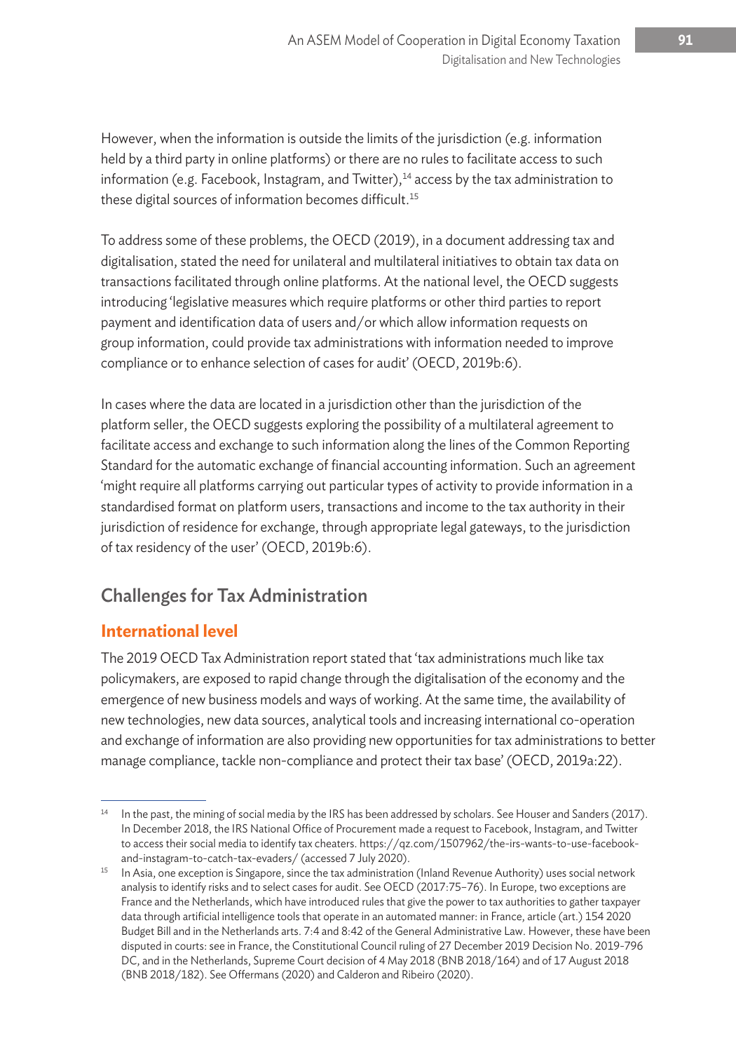However, when the information is outside the limits of the jurisdiction (e.g. information held by a third party in online platforms) or there are no rules to facilitate access to such information (e.g. Facebook, Instagram, and Twitter),[14] access by the tax administration to these digital sources of information becomes difficult.[15]

To address some of these problems, the OECD (2019), in a document addressing tax and digitalisation, stated the need for unilateral and multilateral initiatives to obtain tax data on transactions facilitated through online platforms. At the national level, the OECD suggests introducing 'legislative measures which require platforms or other third parties to report payment and identification data of users and/or which allow information requests on group information, could provide tax administrations with information needed to improve compliance or to enhance selection of cases for audit' (OECD, 2019b:6).

In cases where the data are located in a jurisdiction other than the jurisdiction of the platform seller, the OECD suggests exploring the possibility of a multilateral agreement to facilitate access and exchange to such information along the lines of the Common Reporting Standard for the automatic exchange of financial accounting information. Such an agreement 'might require all platforms carrying out particular types of activity to provide information in a standardised format on platform users, transactions and income to the tax authority in their jurisdiction of residence for exchange, through appropriate legal gateways, to the jurisdiction of tax residency of the user' (OECD, 2019b:6).

## Challenges for Tax Administration

### International level

The 2019 OECD Tax Administration report stated that 'tax administrations much like tax policymakers, are exposed to rapid change through the digitalisation of the economy and the emergence of new business models and ways of working. At the same time, the availability of new technologies, new data sources, analytical tools and increasing international co-operation and exchange of information are also providing new opportunities for tax administrations to better manage compliance, tackle non-compliance and protect their tax base' (OECD, 2019a:22).

---

[14] In the past, the mining of social media by the IRS has been addressed by scholars. See Houser and Sanders (2017). In December 2018, the IRS National Office of Procurement made a request to Facebook, Instagram, and Twitter to access their social media to identify tax cheaters. https://qz.com/1507962/the-irs-wants-to-use-facebook-and-instagram-to-catch-tax-evaders/ (accessed 7 July 2020).

[15] In Asia, one exception is Singapore, since the tax administration (Inland Revenue Authority) uses social network analysis to identify risks and to select cases for audit. See OECD (2017:75–76). In Europe, two exceptions are France and the Netherlands, which have introduced rules that give the power to tax authorities to gather taxpayer data through artificial intelligence tools that operate in an automated manner: in France, article (art.) 154 2020 Budget Bill and in the Netherlands arts. 7:4 and 8:42 of the General Administrative Law. However, these have been disputed in courts: see in France, the Constitutional Council ruling of 27 December 2019 Decision No. 2019-796 DC, and in the Netherlands, Supreme Court decision of 4 May 2018 (BNB 2018/164) and of 17 August 2018 (BNB 2018/182). See Offermans (2020) and Calderon and Ribeiro (2020).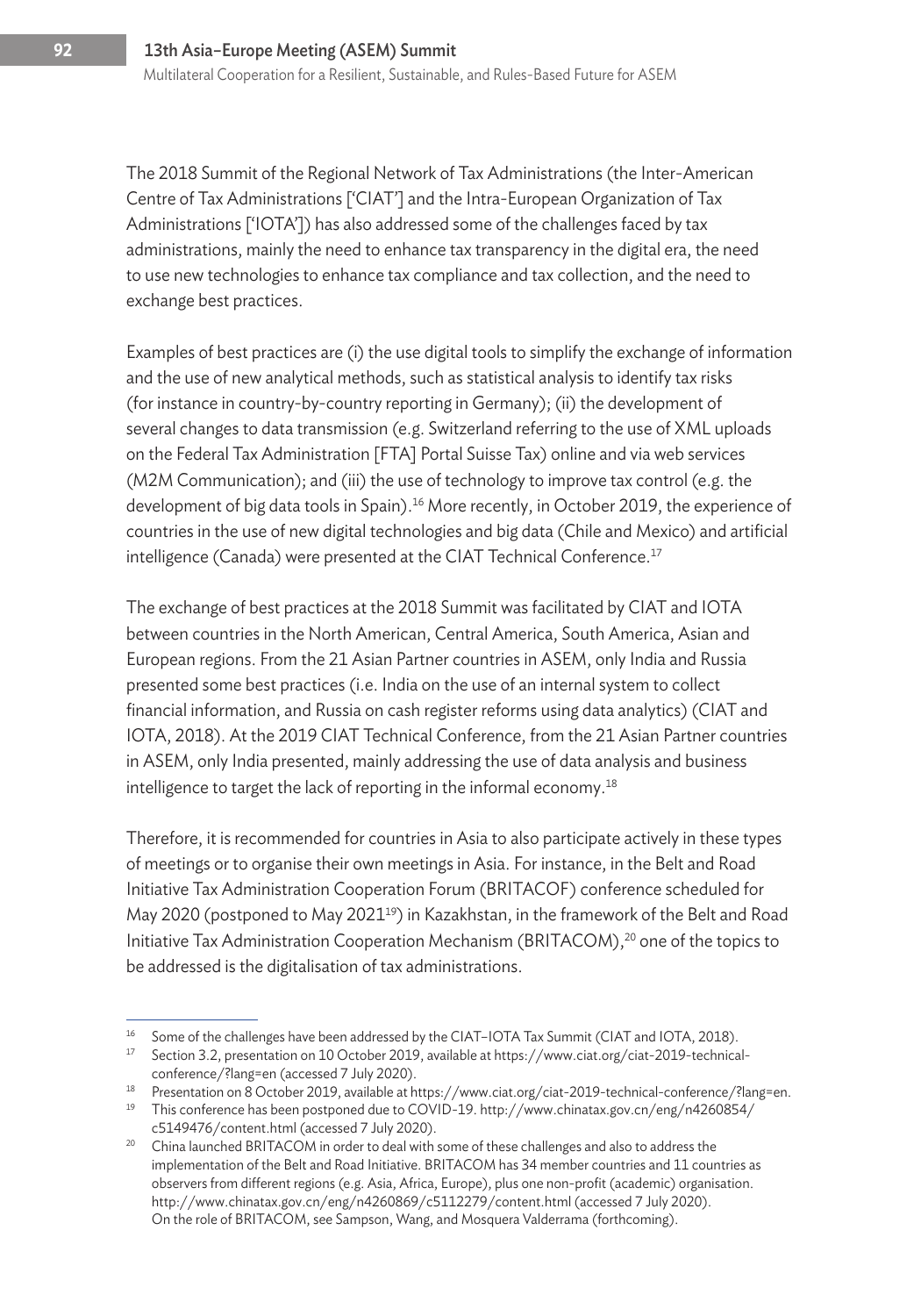The 2018 Summit of the Regional Network of Tax Administrations (the Inter-American Centre of Tax Administrations ['CIAT'] and the Intra-European Organization of Tax Administrations ['IOTA']) has also addressed some of the challenges faced by tax administrations, mainly the need to enhance tax transparency in the digital era, the need to use new technologies to enhance tax compliance and tax collection, and the need to exchange best practices.

Examples of best practices are (i) the use digital tools to simplify the exchange of information and the use of new analytical methods, such as statistical analysis to identify tax risks (for instance in country-by-country reporting in Germany); (ii) the development of several changes to data transmission (e.g. Switzerland referring to the use of XML uploads on the Federal Tax Administration [FTA] Portal Suisse Tax) online and via web services (M2M Communication); and (iii) the use of technology to improve tax control (e.g. the development of big data tools in Spain).[16] More recently, in October 2019, the experience of countries in the use of new digital technologies and big data (Chile and Mexico) and artificial intelligence (Canada) were presented at the CIAT Technical Conference.[17]

The exchange of best practices at the 2018 Summit was facilitated by CIAT and IOTA between countries in the North American, Central America, South America, Asian and European regions. From the 21 Asian Partner countries in ASEM, only India and Russia presented some best practices (i.e. India on the use of an internal system to collect financial information, and Russia on cash register reforms using data analytics) (CIAT and IOTA, 2018). At the 2019 CIAT Technical Conference, from the 21 Asian Partner countries in ASEM, only India presented, mainly addressing the use of data analysis and business intelligence to target the lack of reporting in the informal economy.[18]

Therefore, it is recommended for countries in Asia to also participate actively in these types of meetings or to organise their own meetings in Asia. For instance, in the Belt and Road Initiative Tax Administration Cooperation Forum (BRITACOF) conference scheduled for May 2020 (postponed to May 2021[19]) in Kazakhstan, in the framework of the Belt and Road Initiative Tax Administration Cooperation Mechanism (BRITACOM),[20] one of the topics to be addressed is the digitalisation of tax administrations.

---

[16] Some of the challenges have been addressed by the CIAT–IOTA Tax Summit (CIAT and IOTA, 2018).

[17] Section 3.2, presentation on 10 October 2019, available at https://www.ciat.org/ciat-2019-technical-conference/?lang=en (accessed 7 July 2020).

[18] Presentation on 8 October 2019, available at https://www.ciat.org/ciat-2019-technical-conference/?lang=en.

[19] This conference has been postponed due to COVID-19. http://www.chinatax.gov.cn/eng/n4260854/c5149476/content.html (accessed 7 July 2020).

[20] China launched BRITACOM in order to deal with some of these challenges and also to address the implementation of the Belt and Road Initiative. BRITACOM has 34 member countries and 11 countries as observers from different regions (e.g. Asia, Africa, Europe), plus one non-profit (academic) organisation. http://www.chinatax.gov.cn/eng/n4260869/c5112279/content.html (accessed 7 July 2020). On the role of BRITACOM, see Sampson, Wang, and Mosquera Valderrama (forthcoming).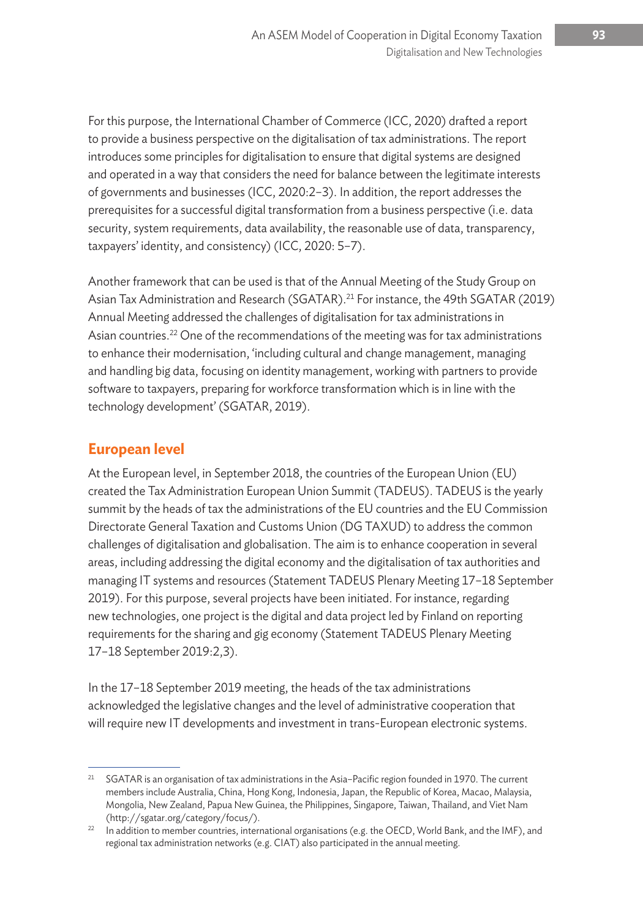For this purpose, the International Chamber of Commerce (ICC, 2020) drafted a report to provide a business perspective on the digitalisation of tax administrations. The report introduces some principles for digitalisation to ensure that digital systems are designed and operated in a way that considers the need for balance between the legitimate interests of governments and businesses (ICC, 2020:2–3). In addition, the report addresses the prerequisites for a successful digital transformation from a business perspective (i.e. data security, system requirements, data availability, the reasonable use of data, transparency, taxpayers' identity, and consistency) (ICC, 2020: 5–7).

Another framework that can be used is that of the Annual Meeting of the Study Group on Asian Tax Administration and Research (SGATAR).[21] For instance, the 49th SGATAR (2019) Annual Meeting addressed the challenges of digitalisation for tax administrations in Asian countries.[22] One of the recommendations of the meeting was for tax administrations to enhance their modernisation, 'including cultural and change management, managing and handling big data, focusing on identity management, working with partners to provide software to taxpayers, preparing for workforce transformation which is in line with the technology development' (SGATAR, 2019).

## European level

At the European level, in September 2018, the countries of the European Union (EU) created the Tax Administration European Union Summit (TADEUS). TADEUS is the yearly summit by the heads of tax the administrations of the EU countries and the EU Commission Directorate General Taxation and Customs Union (DG TAXUD) to address the common challenges of digitalisation and globalisation. The aim is to enhance cooperation in several areas, including addressing the digital economy and the digitalisation of tax authorities and managing IT systems and resources (Statement TADEUS Plenary Meeting 17–18 September 2019). For this purpose, several projects have been initiated. For instance, regarding new technologies, one project is the digital and data project led by Finland on reporting requirements for the sharing and gig economy (Statement TADEUS Plenary Meeting 17–18 September 2019:2,3).

In the 17–18 September 2019 meeting, the heads of the tax administrations acknowledged the legislative changes and the level of administrative cooperation that will require new IT developments and investment in trans-European electronic systems.

---

[21] SGATAR is an organisation of tax administrations in the Asia–Pacific region founded in 1970. The current members include Australia, China, Hong Kong, Indonesia, Japan, the Republic of Korea, Macao, Malaysia, Mongolia, New Zealand, Papua New Guinea, the Philippines, Singapore, Taiwan, Thailand, and Viet Nam (http://sgatar.org/category/focus/).

[22] In addition to member countries, international organisations (e.g. the OECD, World Bank, and the IMF), and regional tax administration networks (e.g. CIAT) also participated in the annual meeting.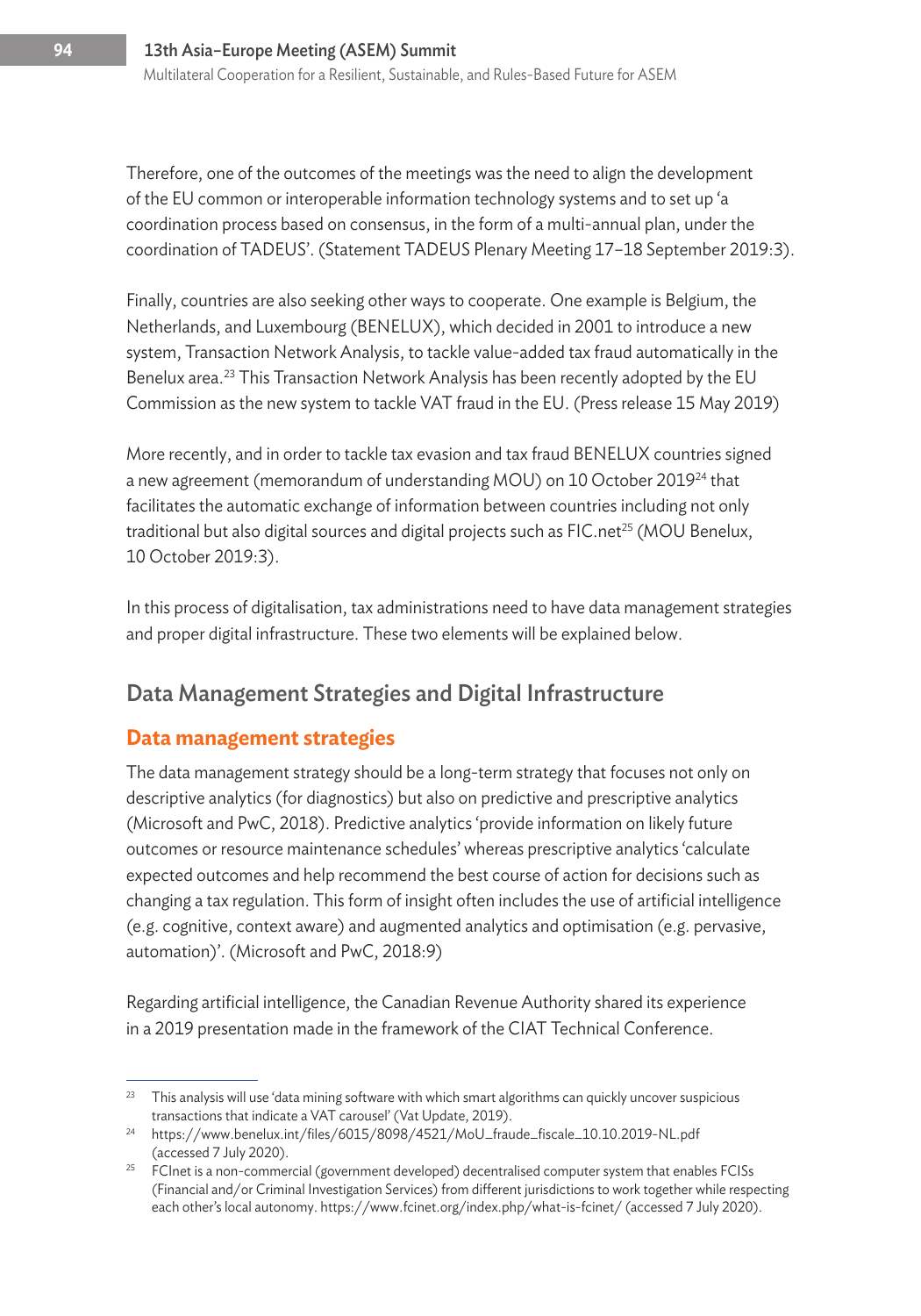Therefore, one of the outcomes of the meetings was the need to align the development of the EU common or interoperable information technology systems and to set up 'a coordination process based on consensus, in the form of a multi-annual plan, under the coordination of TADEUS'. (Statement TADEUS Plenary Meeting 17–18 September 2019:3).

Finally, countries are also seeking other ways to cooperate. One example is Belgium, the Netherlands, and Luxembourg (BENELUX), which decided in 2001 to introduce a new system, Transaction Network Analysis, to tackle value-added tax fraud automatically in the Benelux area.[23] This Transaction Network Analysis has been recently adopted by the EU Commission as the new system to tackle VAT fraud in the EU. (Press release 15 May 2019)

More recently, and in order to tackle tax evasion and tax fraud BENELUX countries signed a new agreement (memorandum of understanding MOU) on 10 October 2019[24] that facilitates the automatic exchange of information between countries including not only traditional but also digital sources and digital projects such as FIC.net[25] (MOU Benelux, 10 October 2019:3).

In this process of digitalisation, tax administrations need to have data management strategies and proper digital infrastructure. These two elements will be explained below.

## Data Management Strategies and Digital Infrastructure

### Data management strategies

The data management strategy should be a long-term strategy that focuses not only on descriptive analytics (for diagnostics) but also on predictive and prescriptive analytics (Microsoft and PwC, 2018). Predictive analytics 'provide information on likely future outcomes or resource maintenance schedules' whereas prescriptive analytics 'calculate expected outcomes and help recommend the best course of action for decisions such as changing a tax regulation. This form of insight often includes the use of artificial intelligence (e.g. cognitive, context aware) and augmented analytics and optimisation (e.g. pervasive, automation)'. (Microsoft and PwC, 2018:9)

Regarding artificial intelligence, the Canadian Revenue Authority shared its experience in a 2019 presentation made in the framework of the CIAT Technical Conference.

---

[23] This analysis will use 'data mining software with which smart algorithms can quickly uncover suspicious transactions that indicate a VAT carousel' (Vat Update, 2019).

[24] https://www.benelux.int/files/6015/8098/4521/MoU_fraude_fiscale_10.10.2019-NL.pdf (accessed 7 July 2020).

[25] FCInet is a non-commercial (government developed) decentralised computer system that enables FCISs (Financial and/or Criminal Investigation Services) from different jurisdictions to work together while respecting each other's local autonomy. https://www.fcinet.org/index.php/what-is-fcinet/ (accessed 7 July 2020).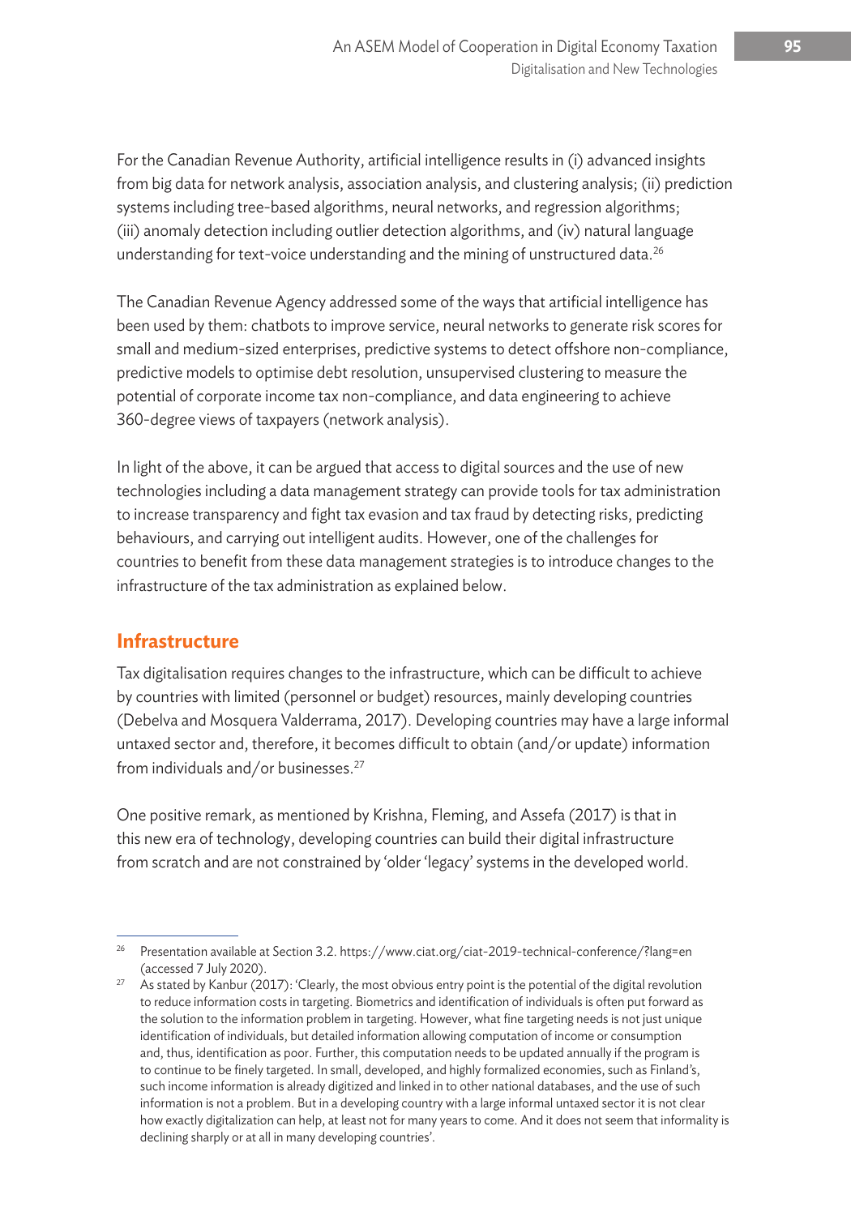For the Canadian Revenue Authority, artificial intelligence results in (i) advanced insights from big data for network analysis, association analysis, and clustering analysis; (ii) prediction systems including tree-based algorithms, neural networks, and regression algorithms; (iii) anomaly detection including outlier detection algorithms, and (iv) natural language understanding for text-voice understanding and the mining of unstructured data.[26]

The Canadian Revenue Agency addressed some of the ways that artificial intelligence has been used by them: chatbots to improve service, neural networks to generate risk scores for small and medium-sized enterprises, predictive systems to detect offshore non-compliance, predictive models to optimise debt resolution, unsupervised clustering to measure the potential of corporate income tax non-compliance, and data engineering to achieve 360-degree views of taxpayers (network analysis).

In light of the above, it can be argued that access to digital sources and the use of new technologies including a data management strategy can provide tools for tax administration to increase transparency and fight tax evasion and tax fraud by detecting risks, predicting behaviours, and carrying out intelligent audits. However, one of the challenges for countries to benefit from these data management strategies is to introduce changes to the infrastructure of the tax administration as explained below.

## Infrastructure

Tax digitalisation requires changes to the infrastructure, which can be difficult to achieve by countries with limited (personnel or budget) resources, mainly developing countries (Debelva and Mosquera Valderrama, 2017). Developing countries may have a large informal untaxed sector and, therefore, it becomes difficult to obtain (and/or update) information from individuals and/or businesses.[27]

One positive remark, as mentioned by Krishna, Fleming, and Assefa (2017) is that in this new era of technology, developing countries can build their digital infrastructure from scratch and are not constrained by 'older 'legacy' systems in the developed world.

---

[26] Presentation available at Section 3.2. https://www.ciat.org/ciat-2019-technical-conference/?lang=en (accessed 7 July 2020).

[27] As stated by Kanbur (2017): 'Clearly, the most obvious entry point is the potential of the digital revolution to reduce information costs in targeting. Biometrics and identification of individuals is often put forward as the solution to the information problem in targeting. However, what fine targeting needs is not just unique identification of individuals, but detailed information allowing computation of income or consumption and, thus, identification as poor. Further, this computation needs to be updated annually if the program is to continue to be finely targeted. In small, developed, and highly formalized economies, such as Finland's, such income information is already digitized and linked in to other national databases, and the use of such information is not a problem. But in a developing country with a large informal untaxed sector it is not clear how exactly digitalization can help, at least not for many years to come. And it does not seem that informality is declining sharply or at all in many developing countries'.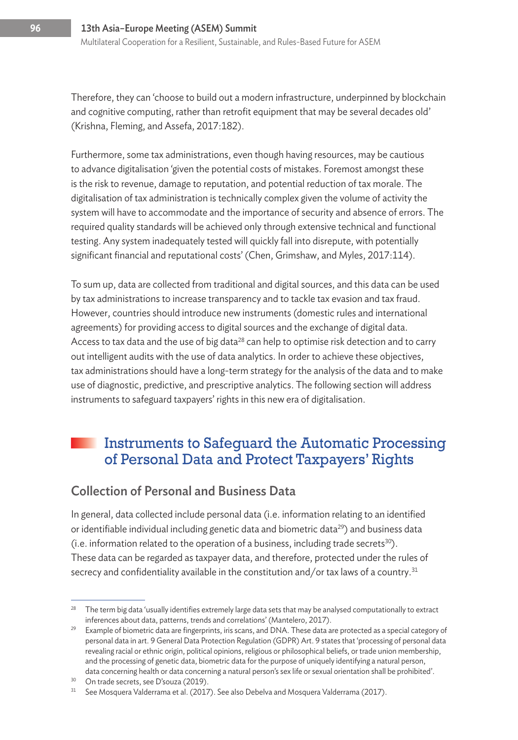Therefore, they can 'choose to build out a modern infrastructure, underpinned by blockchain and cognitive computing, rather than retrofit equipment that may be several decades old' (Krishna, Fleming, and Assefa, 2017:182).

Furthermore, some tax administrations, even though having resources, may be cautious to advance digitalisation 'given the potential costs of mistakes. Foremost amongst these is the risk to revenue, damage to reputation, and potential reduction of tax morale. The digitalisation of tax administration is technically complex given the volume of activity the system will have to accommodate and the importance of security and absence of errors. The required quality standards will be achieved only through extensive technical and functional testing. Any system inadequately tested will quickly fall into disrepute, with potentially significant financial and reputational costs' (Chen, Grimshaw, and Myles, 2017:114).

To sum up, data are collected from traditional and digital sources, and this data can be used by tax administrations to increase transparency and to tackle tax evasion and tax fraud. However, countries should introduce new instruments (domestic rules and international agreements) for providing access to digital sources and the exchange of digital data. Access to tax data and the use of big data[28] can help to optimise risk detection and to carry out intelligent audits with the use of data analytics. In order to achieve these objectives, tax administrations should have a long-term strategy for the analysis of the data and to make use of diagnostic, predictive, and prescriptive analytics. The following section will address instruments to safeguard taxpayers' rights in this new era of digitalisation.

## Instruments to Safeguard the Automatic Processing of Personal Data and Protect Taxpayers' Rights

### Collection of Personal and Business Data

In general, data collected include personal data (i.e. information relating to an identified or identifiable individual including genetic data and biometric data[29]) and business data (i.e. information related to the operation of a business, including trade secrets[30]). These data can be regarded as taxpayer data, and therefore, protected under the rules of secrecy and confidentiality available in the constitution and/or tax laws of a country.[31]

---

[28] The term big data 'usually identifies extremely large data sets that may be analysed computationally to extract inferences about data, patterns, trends and correlations' (Mantelero, 2017).

[29] Example of biometric data are fingerprints, iris scans, and DNA. These data are protected as a special category of personal data in art. 9 General Data Protection Regulation (GDPR) Art. 9 states that 'processing of personal data revealing racial or ethnic origin, political opinions, religious or philosophical beliefs, or trade union membership, and the processing of genetic data, biometric data for the purpose of uniquely identifying a natural person, data concerning health or data concerning a natural person's sex life or sexual orientation shall be prohibited'.

[30] On trade secrets, see D'souza (2019).

[31] See Mosquera Valderrama et al. (2017). See also Debelva and Mosquera Valderrama (2017).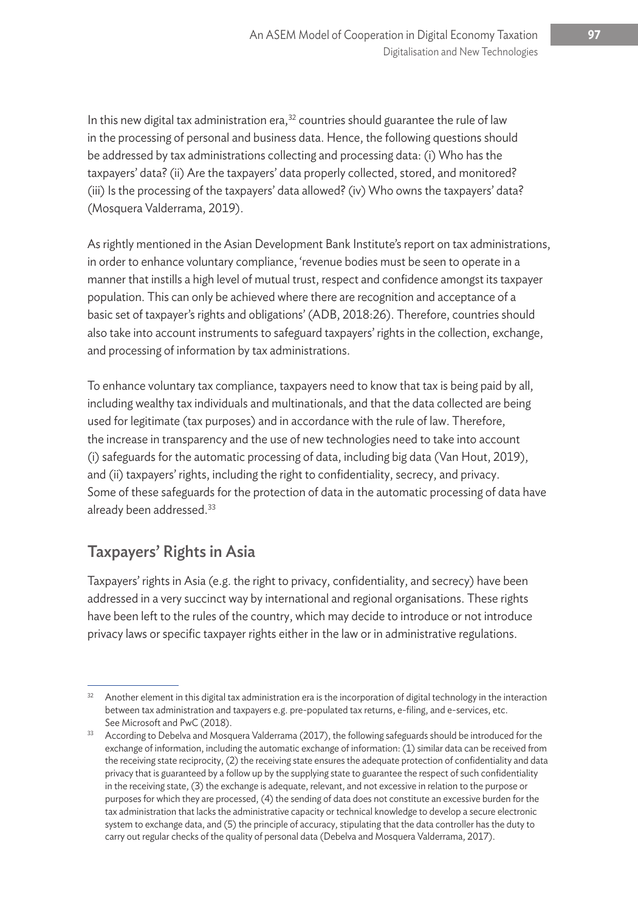In this new digital tax administration era,[32] countries should guarantee the rule of law in the processing of personal and business data. Hence, the following questions should be addressed by tax administrations collecting and processing data: (i) Who has the taxpayers' data? (ii) Are the taxpayers' data properly collected, stored, and monitored? (iii) Is the processing of the taxpayers' data allowed? (iv) Who owns the taxpayers' data? (Mosquera Valderrama, 2019).

As rightly mentioned in the Asian Development Bank Institute's report on tax administrations, in order to enhance voluntary compliance, 'revenue bodies must be seen to operate in a manner that instills a high level of mutual trust, respect and confidence amongst its taxpayer population. This can only be achieved where there are recognition and acceptance of a basic set of taxpayer's rights and obligations' (ADB, 2018:26). Therefore, countries should also take into account instruments to safeguard taxpayers' rights in the collection, exchange, and processing of information by tax administrations.

To enhance voluntary tax compliance, taxpayers need to know that tax is being paid by all, including wealthy tax individuals and multinationals, and that the data collected are being used for legitimate (tax purposes) and in accordance with the rule of law. Therefore, the increase in transparency and the use of new technologies need to take into account (i) safeguards for the automatic processing of data, including big data (Van Hout, 2019), and (ii) taxpayers' rights, including the right to confidentiality, secrecy, and privacy. Some of these safeguards for the protection of data in the automatic processing of data have already been addressed.[33]

## Taxpayers' Rights in Asia

Taxpayers' rights in Asia (e.g. the right to privacy, confidentiality, and secrecy) have been addressed in a very succinct way by international and regional organisations. These rights have been left to the rules of the country, which may decide to introduce or not introduce privacy laws or specific taxpayer rights either in the law or in administrative regulations.

---

[32] Another element in this digital tax administration era is the incorporation of digital technology in the interaction between tax administration and taxpayers e.g. pre-populated tax returns, e-filing, and e-services, etc. See Microsoft and PwC (2018).

[33] According to Debelva and Mosquera Valderrama (2017), the following safeguards should be introduced for the exchange of information, including the automatic exchange of information: (1) similar data can be received from the receiving state reciprocity, (2) the receiving state ensures the adequate protection of confidentiality and data privacy that is guaranteed by a follow up by the supplying state to guarantee the respect of such confidentiality in the receiving state, (3) the exchange is adequate, relevant, and not excessive in relation to the purpose or purposes for which they are processed, (4) the sending of data does not constitute an excessive burden for the tax administration that lacks the administrative capacity or technical knowledge to develop a secure electronic system to exchange data, and (5) the principle of accuracy, stipulating that the data controller has the duty to carry out regular checks of the quality of personal data (Debelva and Mosquera Valderrama, 2017).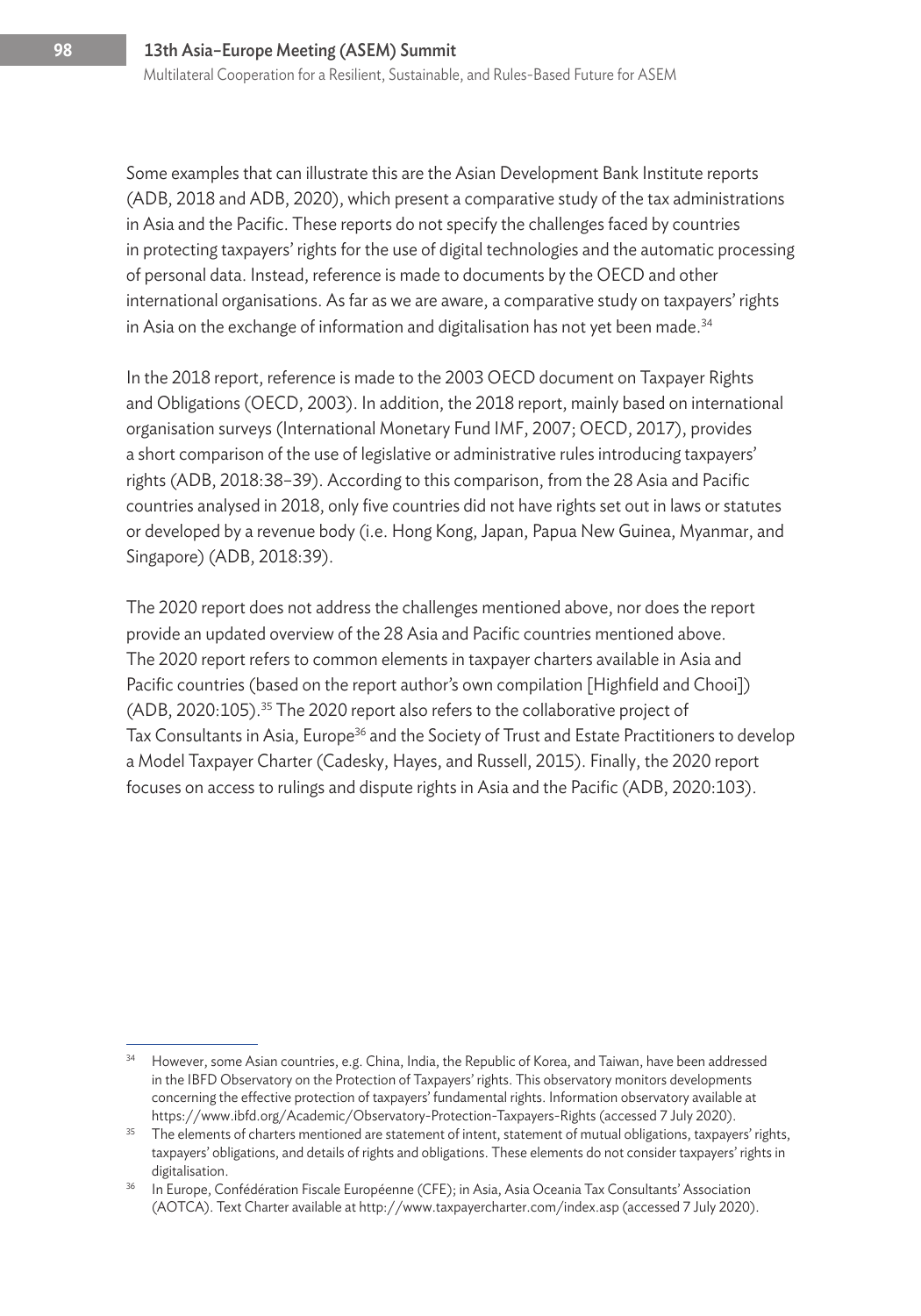Some examples that can illustrate this are the Asian Development Bank Institute reports (ADB, 2018 and ADB, 2020), which present a comparative study of the tax administrations in Asia and the Pacific. These reports do not specify the challenges faced by countries in protecting taxpayers' rights for the use of digital technologies and the automatic processing of personal data. Instead, reference is made to documents by the OECD and other international organisations. As far as we are aware, a comparative study on taxpayers' rights in Asia on the exchange of information and digitalisation has not yet been made.[34]

In the 2018 report, reference is made to the 2003 OECD document on Taxpayer Rights and Obligations (OECD, 2003). In addition, the 2018 report, mainly based on international organisation surveys (International Monetary Fund IMF, 2007; OECD, 2017), provides a short comparison of the use of legislative or administrative rules introducing taxpayers' rights (ADB, 2018:38–39). According to this comparison, from the 28 Asia and Pacific countries analysed in 2018, only five countries did not have rights set out in laws or statutes or developed by a revenue body (i.e. Hong Kong, Japan, Papua New Guinea, Myanmar, and Singapore) (ADB, 2018:39).

The 2020 report does not address the challenges mentioned above, nor does the report provide an updated overview of the 28 Asia and Pacific countries mentioned above. The 2020 report refers to common elements in taxpayer charters available in Asia and Pacific countries (based on the report author's own compilation [Highfield and Chooi]) (ADB, 2020:105).[35] The 2020 report also refers to the collaborative project of Tax Consultants in Asia, Europe[36] and the Society of Trust and Estate Practitioners to develop a Model Taxpayer Charter (Cadesky, Hayes, and Russell, 2015). Finally, the 2020 report focuses on access to rulings and dispute rights in Asia and the Pacific (ADB, 2020:103).

---

[34] However, some Asian countries, e.g. China, India, the Republic of Korea, and Taiwan, have been addressed in the IBFD Observatory on the Protection of Taxpayers' rights. This observatory monitors developments concerning the effective protection of taxpayers' fundamental rights. Information observatory available at https://www.ibfd.org/Academic/Observatory-Protection-Taxpayers-Rights (accessed 7 July 2020).

[35] The elements of charters mentioned are statement of intent, statement of mutual obligations, taxpayers' rights, taxpayers' obligations, and details of rights and obligations. These elements do not consider taxpayers' rights in digitalisation.

[36] In Europe, Confédération Fiscale Européenne (CFE); in Asia, Asia Oceania Tax Consultants' Association (AOTCA). Text Charter available at http://www.taxpayercharter.com/index.asp (accessed 7 July 2020).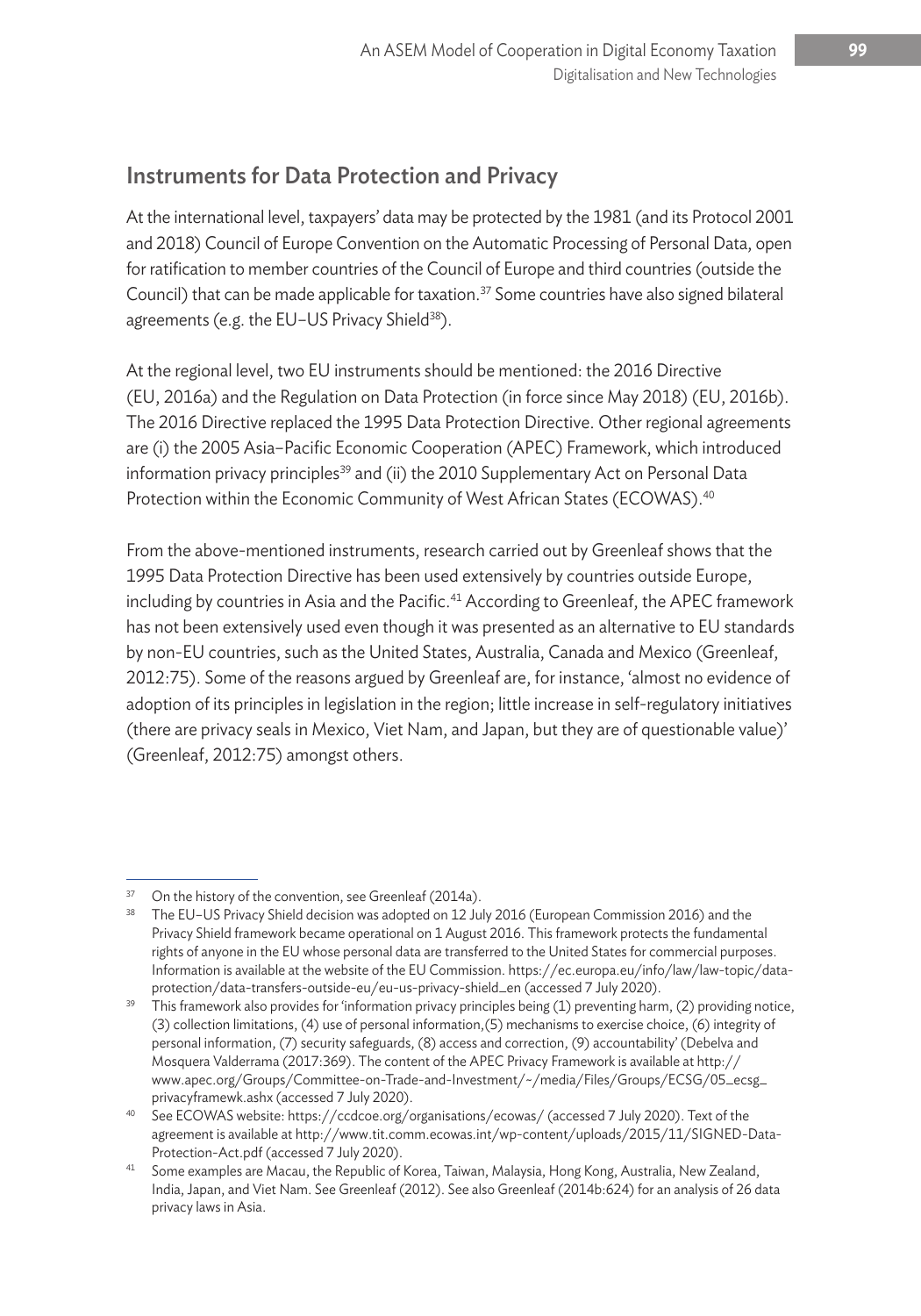## Instruments for Data Protection and Privacy

At the international level, taxpayers' data may be protected by the 1981 (and its Protocol 2001 and 2018) Council of Europe Convention on the Automatic Processing of Personal Data, open for ratification to member countries of the Council of Europe and third countries (outside the Council) that can be made applicable for taxation.[37] Some countries have also signed bilateral agreements (e.g. the EU–US Privacy Shield[38]).

At the regional level, two EU instruments should be mentioned: the 2016 Directive (EU, 2016a) and the Regulation on Data Protection (in force since May 2018) (EU, 2016b). The 2016 Directive replaced the 1995 Data Protection Directive. Other regional agreements are (i) the 2005 Asia–Pacific Economic Cooperation (APEC) Framework, which introduced information privacy principles[39] and (ii) the 2010 Supplementary Act on Personal Data Protection within the Economic Community of West African States (ECOWAS).[40]

From the above-mentioned instruments, research carried out by Greenleaf shows that the 1995 Data Protection Directive has been used extensively by countries outside Europe, including by countries in Asia and the Pacific.[41] According to Greenleaf, the APEC framework has not been extensively used even though it was presented as an alternative to EU standards by non-EU countries, such as the United States, Australia, Canada and Mexico (Greenleaf, 2012:75). Some of the reasons argued by Greenleaf are, for instance, 'almost no evidence of adoption of its principles in legislation in the region; little increase in self-regulatory initiatives (there are privacy seals in Mexico, Viet Nam, and Japan, but they are of questionable value)' (Greenleaf, 2012:75) amongst others.

---

[37] On the history of the convention, see Greenleaf (2014a).

[38] The EU–US Privacy Shield decision was adopted on 12 July 2016 (European Commission 2016) and the Privacy Shield framework became operational on 1 August 2016. This framework protects the fundamental rights of anyone in the EU whose personal data are transferred to the United States for commercial purposes. Information is available at the website of the EU Commission. https://ec.europa.eu/info/law/law-topic/data-protection/data-transfers-outside-eu/eu-us-privacy-shield_en (accessed 7 July 2020).

[39] This framework also provides for 'information privacy principles being (1) preventing harm, (2) providing notice, (3) collection limitations, (4) use of personal information,(5) mechanisms to exercise choice, (6) integrity of personal information, (7) security safeguards, (8) access and correction, (9) accountability' (Debelva and Mosquera Valderrama (2017:369). The content of the APEC Privacy Framework is available at http://www.apec.org/Groups/Committee-on-Trade-and-Investment/~/media/Files/Groups/ECSG/05_ecsg_privacyframewk.ashx (accessed 7 July 2020).

[40] See ECOWAS website: https://ccdcoe.org/organisations/ecowas/ (accessed 7 July 2020). Text of the agreement is available at http://www.tit.comm.ecowas.int/wp-content/uploads/2015/11/SIGNED-Data-Protection-Act.pdf (accessed 7 July 2020).

[41] Some examples are Macau, the Republic of Korea, Taiwan, Malaysia, Hong Kong, Australia, New Zealand, India, Japan, and Viet Nam. See Greenleaf (2012). See also Greenleaf (2014b:624) for an analysis of 26 data privacy laws in Asia.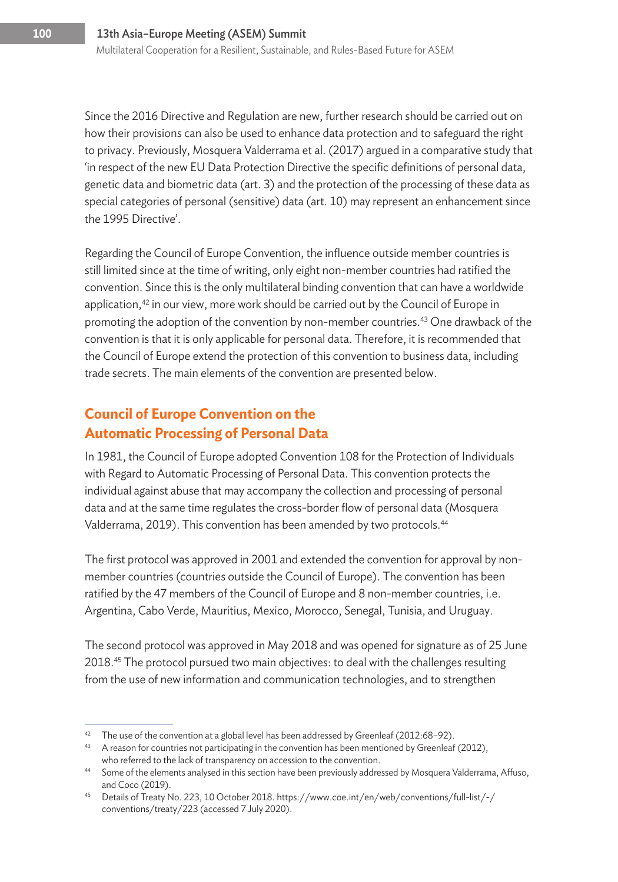Since the 2016 Directive and Regulation are new, further research should be carried out on how their provisions can also be used to enhance data protection and to safeguard the right to privacy. Previously, Mosquera Valderrama et al. (2017) argued in a comparative study that 'in respect of the new EU Data Protection Directive the specific definitions of personal data, genetic data and biometric data (art. 3) and the protection of the processing of these data as special categories of personal (sensitive) data (art. 10) may represent an enhancement since the 1995 Directive'.

Regarding the Council of Europe Convention, the influence outside member countries is still limited since at the time of writing, only eight non-member countries had ratified the convention. Since this is the only multilateral binding convention that can have a worldwide application,[42] in our view, more work should be carried out by the Council of Europe in promoting the adoption of the convention by non-member countries.[43] One drawback of the convention is that it is only applicable for personal data. Therefore, it is recommended that the Council of Europe extend the protection of this convention to business data, including trade secrets. The main elements of the convention are presented below.

## Council of Europe Convention on the Automatic Processing of Personal Data

In 1981, the Council of Europe adopted Convention 108 for the Protection of Individuals with Regard to Automatic Processing of Personal Data. This convention protects the individual against abuse that may accompany the collection and processing of personal data and at the same time regulates the cross-border flow of personal data (Mosquera Valderrama, 2019). This convention has been amended by two protocols.[44]

The first protocol was approved in 2001 and extended the convention for approval by non-member countries (countries outside the Council of Europe). The convention has been ratified by the 47 members of the Council of Europe and 8 non-member countries, i.e. Argentina, Cabo Verde, Mauritius, Mexico, Morocco, Senegal, Tunisia, and Uruguay.

The second protocol was approved in May 2018 and was opened for signature as of 25 June 2018.[45] The protocol pursued two main objectives: to deal with the challenges resulting from the use of new information and communication technologies, and to strengthen

---

[42] The use of the convention at a global level has been addressed by Greenleaf (2012:68–92).

[43] A reason for countries not participating in the convention has been mentioned by Greenleaf (2012), who referred to the lack of transparency on accession to the convention.

[44] Some of the elements analysed in this section have been previously addressed by Mosquera Valderrama, Affuso, and Coco (2019).

[45] Details of Treaty No. 223, 10 October 2018. https://www.coe.int/en/web/conventions/full-list/-/conventions/treaty/223 (accessed 7 July 2020).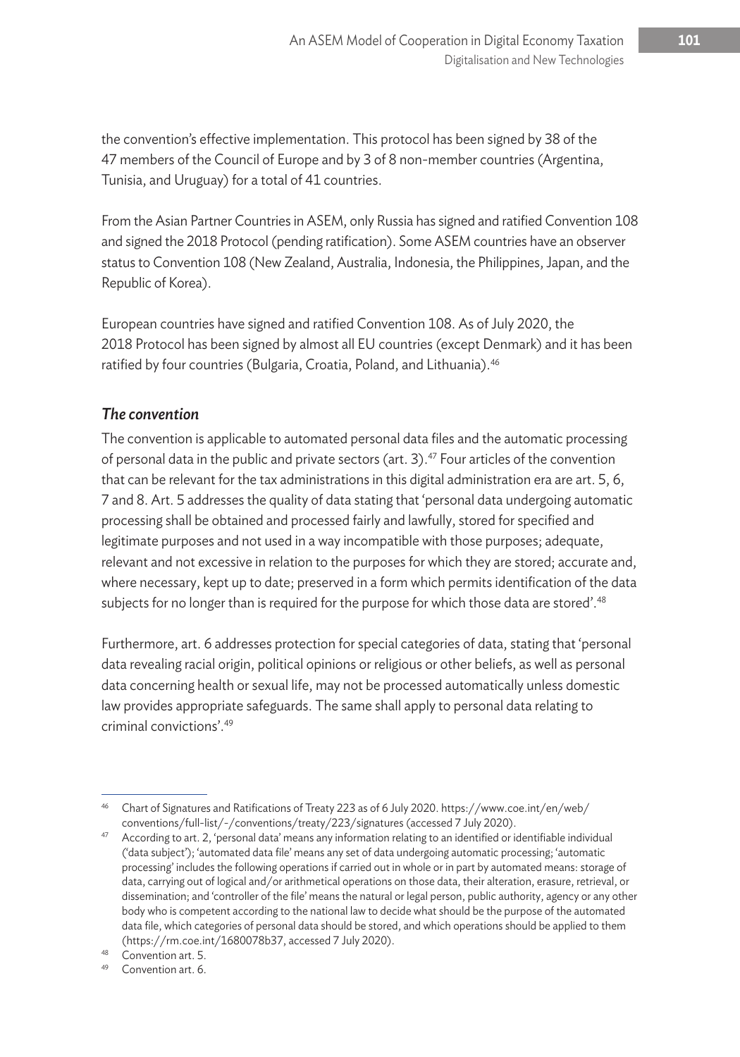the convention's effective implementation. This protocol has been signed by 38 of the 47 members of the Council of Europe and by 3 of 8 non-member countries (Argentina, Tunisia, and Uruguay) for a total of 41 countries.

From the Asian Partner Countries in ASEM, only Russia has signed and ratified Convention 108 and signed the 2018 Protocol (pending ratification). Some ASEM countries have an observer status to Convention 108 (New Zealand, Australia, Indonesia, the Philippines, Japan, and the Republic of Korea).

European countries have signed and ratified Convention 108. As of July 2020, the 2018 Protocol has been signed by almost all EU countries (except Denmark) and it has been ratified by four countries (Bulgaria, Croatia, Poland, and Lithuania).[46]

### *The convention*

The convention is applicable to automated personal data files and the automatic processing of personal data in the public and private sectors (art. 3).[47] Four articles of the convention that can be relevant for the tax administrations in this digital administration era are art. 5, 6, 7 and 8. Art. 5 addresses the quality of data stating that 'personal data undergoing automatic processing shall be obtained and processed fairly and lawfully, stored for specified and legitimate purposes and not used in a way incompatible with those purposes; adequate, relevant and not excessive in relation to the purposes for which they are stored; accurate and, where necessary, kept up to date; preserved in a form which permits identification of the data subjects for no longer than is required for the purpose for which those data are stored'.[48]

Furthermore, art. 6 addresses protection for special categories of data, stating that 'personal data revealing racial origin, political opinions or religious or other beliefs, as well as personal data concerning health or sexual life, may not be processed automatically unless domestic law provides appropriate safeguards. The same shall apply to personal data relating to criminal convictions'.[49]

---

[46] Chart of Signatures and Ratifications of Treaty 223 as of 6 July 2020. https://www.coe.int/en/web/conventions/full-list/-/conventions/treaty/223/signatures (accessed 7 July 2020).

[47] According to art. 2, 'personal data' means any information relating to an identified or identifiable individual ('data subject'); 'automated data file' means any set of data undergoing automatic processing; 'automatic processing' includes the following operations if carried out in whole or in part by automated means: storage of data, carrying out of logical and/or arithmetical operations on those data, their alteration, erasure, retrieval, or dissemination; and 'controller of the file' means the natural or legal person, public authority, agency or any other body who is competent according to the national law to decide what should be the purpose of the automated data file, which categories of personal data should be stored, and which operations should be applied to them (https://rm.coe.int/1680078b37, accessed 7 July 2020).

[48] Convention art. 5.

[49] Convention art. 6.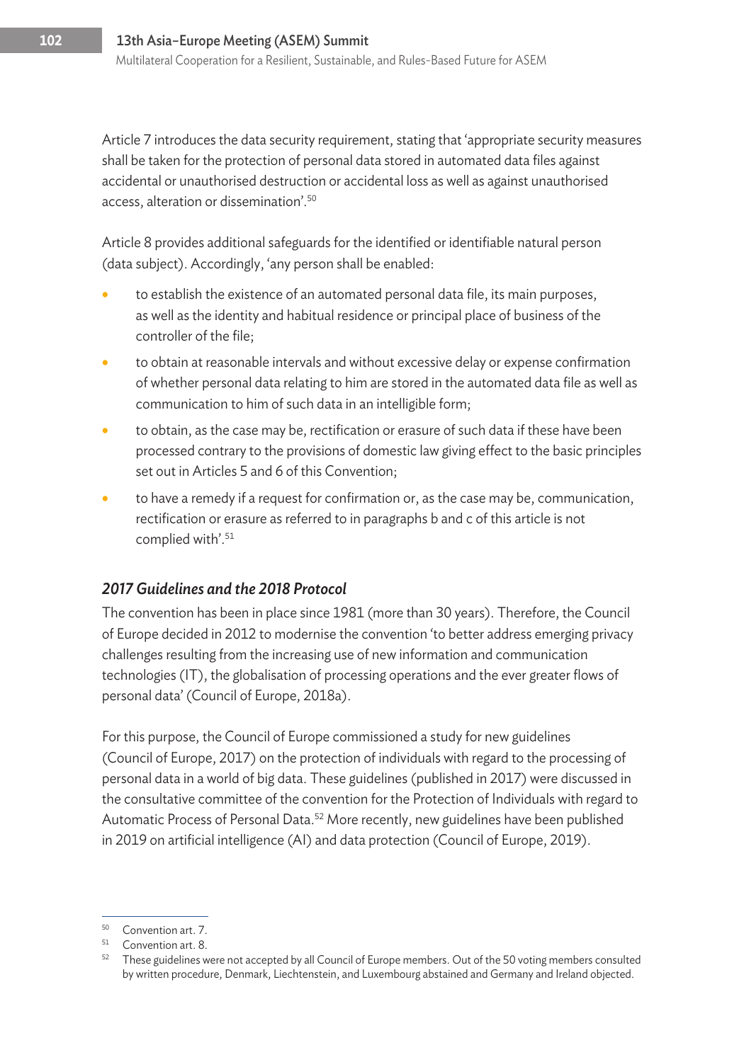Article 7 introduces the data security requirement, stating that 'appropriate security measures shall be taken for the protection of personal data stored in automated data files against accidental or unauthorised destruction or accidental loss as well as against unauthorised access, alteration or dissemination'.[50]

Article 8 provides additional safeguards for the identified or identifiable natural person (data subject). Accordingly, 'any person shall be enabled:

- to establish the existence of an automated personal data file, its main purposes, as well as the identity and habitual residence or principal place of business of the controller of the file;
- to obtain at reasonable intervals and without excessive delay or expense confirmation of whether personal data relating to him are stored in the automated data file as well as communication to him of such data in an intelligible form;
- to obtain, as the case may be, rectification or erasure of such data if these have been processed contrary to the provisions of domestic law giving effect to the basic principles set out in Articles 5 and 6 of this Convention;
- to have a remedy if a request for confirmation or, as the case may be, communication, rectification or erasure as referred to in paragraphs b and c of this article is not complied with'.[51]

### *2017 Guidelines and the 2018 Protocol*

The convention has been in place since 1981 (more than 30 years). Therefore, the Council of Europe decided in 2012 to modernise the convention 'to better address emerging privacy challenges resulting from the increasing use of new information and communication technologies (IT), the globalisation of processing operations and the ever greater flows of personal data' (Council of Europe, 2018a).

For this purpose, the Council of Europe commissioned a study for new guidelines (Council of Europe, 2017) on the protection of individuals with regard to the processing of personal data in a world of big data. These guidelines (published in 2017) were discussed in the consultative committee of the convention for the Protection of Individuals with regard to Automatic Process of Personal Data.[52] More recently, new guidelines have been published in 2019 on artificial intelligence (AI) and data protection (Council of Europe, 2019).

---

[50] Convention art. 7.

[51] Convention art. 8.

[52] These guidelines were not accepted by all Council of Europe members. Out of the 50 voting members consulted by written procedure, Denmark, Liechtenstein, and Luxembourg abstained and Germany and Ireland objected.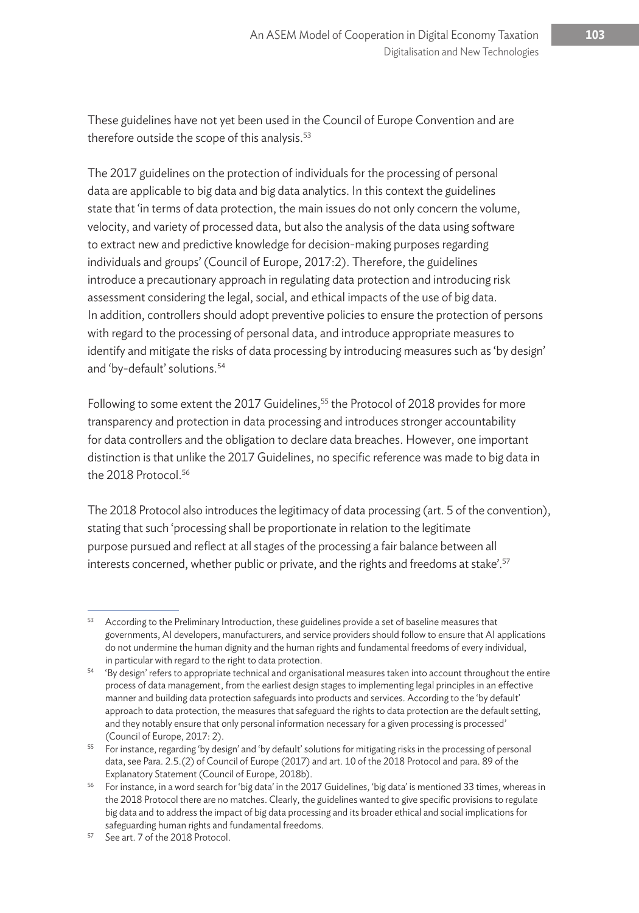These guidelines have not yet been used in the Council of Europe Convention and are therefore outside the scope of this analysis.[53]

The 2017 guidelines on the protection of individuals for the processing of personal data are applicable to big data and big data analytics. In this context the guidelines state that 'in terms of data protection, the main issues do not only concern the volume, velocity, and variety of processed data, but also the analysis of the data using software to extract new and predictive knowledge for decision-making purposes regarding individuals and groups' (Council of Europe, 2017:2). Therefore, the guidelines introduce a precautionary approach in regulating data protection and introducing risk assessment considering the legal, social, and ethical impacts of the use of big data. In addition, controllers should adopt preventive policies to ensure the protection of persons with regard to the processing of personal data, and introduce appropriate measures to identify and mitigate the risks of data processing by introducing measures such as 'by design' and 'by-default' solutions.[54]

Following to some extent the 2017 Guidelines,[55] the Protocol of 2018 provides for more transparency and protection in data processing and introduces stronger accountability for data controllers and the obligation to declare data breaches. However, one important distinction is that unlike the 2017 Guidelines, no specific reference was made to big data in the 2018 Protocol.[56]

The 2018 Protocol also introduces the legitimacy of data processing (art. 5 of the convention), stating that such 'processing shall be proportionate in relation to the legitimate purpose pursued and reflect at all stages of the processing a fair balance between all interests concerned, whether public or private, and the rights and freedoms at stake'.[57]

---

[53] According to the Preliminary Introduction, these guidelines provide a set of baseline measures that governments, AI developers, manufacturers, and service providers should follow to ensure that AI applications do not undermine the human dignity and the human rights and fundamental freedoms of every individual, in particular with regard to the right to data protection.

[54] 'By design' refers to appropriate technical and organisational measures taken into account throughout the entire process of data management, from the earliest design stages to implementing legal principles in an effective manner and building data protection safeguards into products and services. According to the 'by default' approach to data protection, the measures that safeguard the rights to data protection are the default setting, and they notably ensure that only personal information necessary for a given processing is processed' (Council of Europe, 2017: 2).

[55] For instance, regarding 'by design' and 'by default' solutions for mitigating risks in the processing of personal data, see Para. 2.5.(2) of Council of Europe (2017) and art. 10 of the 2018 Protocol and para. 89 of the Explanatory Statement (Council of Europe, 2018b).

[56] For instance, in a word search for 'big data' in the 2017 Guidelines, 'big data' is mentioned 33 times, whereas in the 2018 Protocol there are no matches. Clearly, the guidelines wanted to give specific provisions to regulate big data and to address the impact of big data processing and its broader ethical and social implications for safeguarding human rights and fundamental freedoms.

[57] See art. 7 of the 2018 Protocol.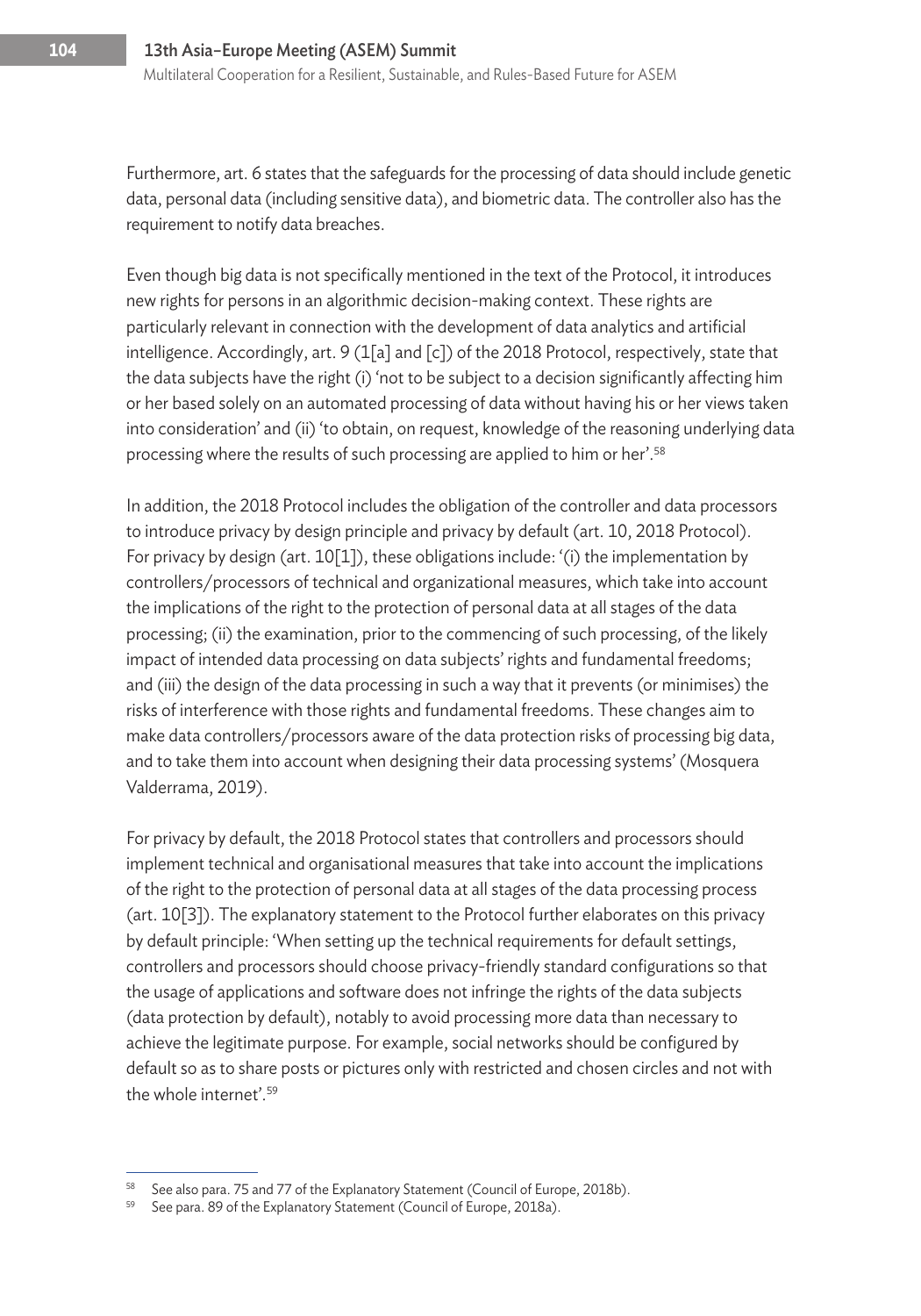Furthermore, art. 6 states that the safeguards for the processing of data should include genetic data, personal data (including sensitive data), and biometric data. The controller also has the requirement to notify data breaches.

Even though big data is not specifically mentioned in the text of the Protocol, it introduces new rights for persons in an algorithmic decision-making context. These rights are particularly relevant in connection with the development of data analytics and artificial intelligence. Accordingly, art. 9 (1[a] and [c]) of the 2018 Protocol, respectively, state that the data subjects have the right (i) 'not to be subject to a decision significantly affecting him or her based solely on an automated processing of data without having his or her views taken into consideration' and (ii) 'to obtain, on request, knowledge of the reasoning underlying data processing where the results of such processing are applied to him or her'.[58]

In addition, the 2018 Protocol includes the obligation of the controller and data processors to introduce privacy by design principle and privacy by default (art. 10, 2018 Protocol). For privacy by design (art. 10[1]), these obligations include: '(i) the implementation by controllers/processors of technical and organizational measures, which take into account the implications of the right to the protection of personal data at all stages of the data processing; (ii) the examination, prior to the commencing of such processing, of the likely impact of intended data processing on data subjects' rights and fundamental freedoms; and (iii) the design of the data processing in such a way that it prevents (or minimises) the risks of interference with those rights and fundamental freedoms. These changes aim to make data controllers/processors aware of the data protection risks of processing big data, and to take them into account when designing their data processing systems' (Mosquera Valderrama, 2019).

For privacy by default, the 2018 Protocol states that controllers and processors should implement technical and organisational measures that take into account the implications of the right to the protection of personal data at all stages of the data processing process (art. 10[3]). The explanatory statement to the Protocol further elaborates on this privacy by default principle: 'When setting up the technical requirements for default settings, controllers and processors should choose privacy-friendly standard configurations so that the usage of applications and software does not infringe the rights of the data subjects (data protection by default), notably to avoid processing more data than necessary to achieve the legitimate purpose. For example, social networks should be configured by default so as to share posts or pictures only with restricted and chosen circles and not with the whole internet'.[59]

---

[58] See also para. 75 and 77 of the Explanatory Statement (Council of Europe, 2018b).

[59] See para. 89 of the Explanatory Statement (Council of Europe, 2018a).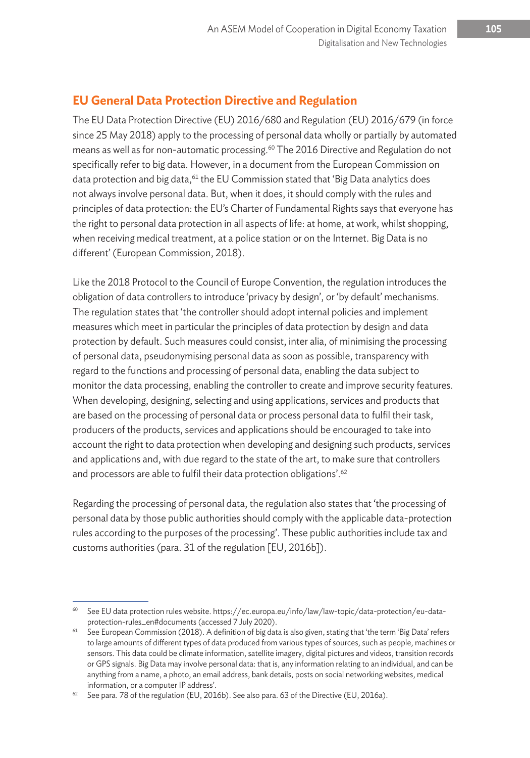## EU General Data Protection Directive and Regulation

The EU Data Protection Directive (EU) 2016/680 and Regulation (EU) 2016/679 (in force since 25 May 2018) apply to the processing of personal data wholly or partially by automated means as well as for non-automatic processing.[60] The 2016 Directive and Regulation do not specifically refer to big data. However, in a document from the European Commission on data protection and big data,[61] the EU Commission stated that 'Big Data analytics does not always involve personal data. But, when it does, it should comply with the rules and principles of data protection: the EU's Charter of Fundamental Rights says that everyone has the right to personal data protection in all aspects of life: at home, at work, whilst shopping, when receiving medical treatment, at a police station or on the Internet. Big Data is no different' (European Commission, 2018).

Like the 2018 Protocol to the Council of Europe Convention, the regulation introduces the obligation of data controllers to introduce 'privacy by design', or 'by default' mechanisms. The regulation states that 'the controller should adopt internal policies and implement measures which meet in particular the principles of data protection by design and data protection by default. Such measures could consist, inter alia, of minimising the processing of personal data, pseudonymising personal data as soon as possible, transparency with regard to the functions and processing of personal data, enabling the data subject to monitor the data processing, enabling the controller to create and improve security features. When developing, designing, selecting and using applications, services and products that are based on the processing of personal data or process personal data to fulfil their task, producers of the products, services and applications should be encouraged to take into account the right to data protection when developing and designing such products, services and applications and, with due regard to the state of the art, to make sure that controllers and processors are able to fulfil their data protection obligations'.[62]

Regarding the processing of personal data, the regulation also states that 'the processing of personal data by those public authorities should comply with the applicable data-protection rules according to the purposes of the processing'. These public authorities include tax and customs authorities (para. 31 of the regulation [EU, 2016b]).

---

[60] See EU data protection rules website. https://ec.europa.eu/info/law/law-topic/data-protection/eu-data-protection-rules_en#documents (accessed 7 July 2020).

[61] See European Commission (2018). A definition of big data is also given, stating that 'the term 'Big Data' refers to large amounts of different types of data produced from various types of sources, such as people, machines or sensors. This data could be climate information, satellite imagery, digital pictures and videos, transition records or GPS signals. Big Data may involve personal data: that is, any information relating to an individual, and can be anything from a name, a photo, an email address, bank details, posts on social networking websites, medical information, or a computer IP address'.

[62] See para. 78 of the regulation (EU, 2016b). See also para. 63 of the Directive (EU, 2016a).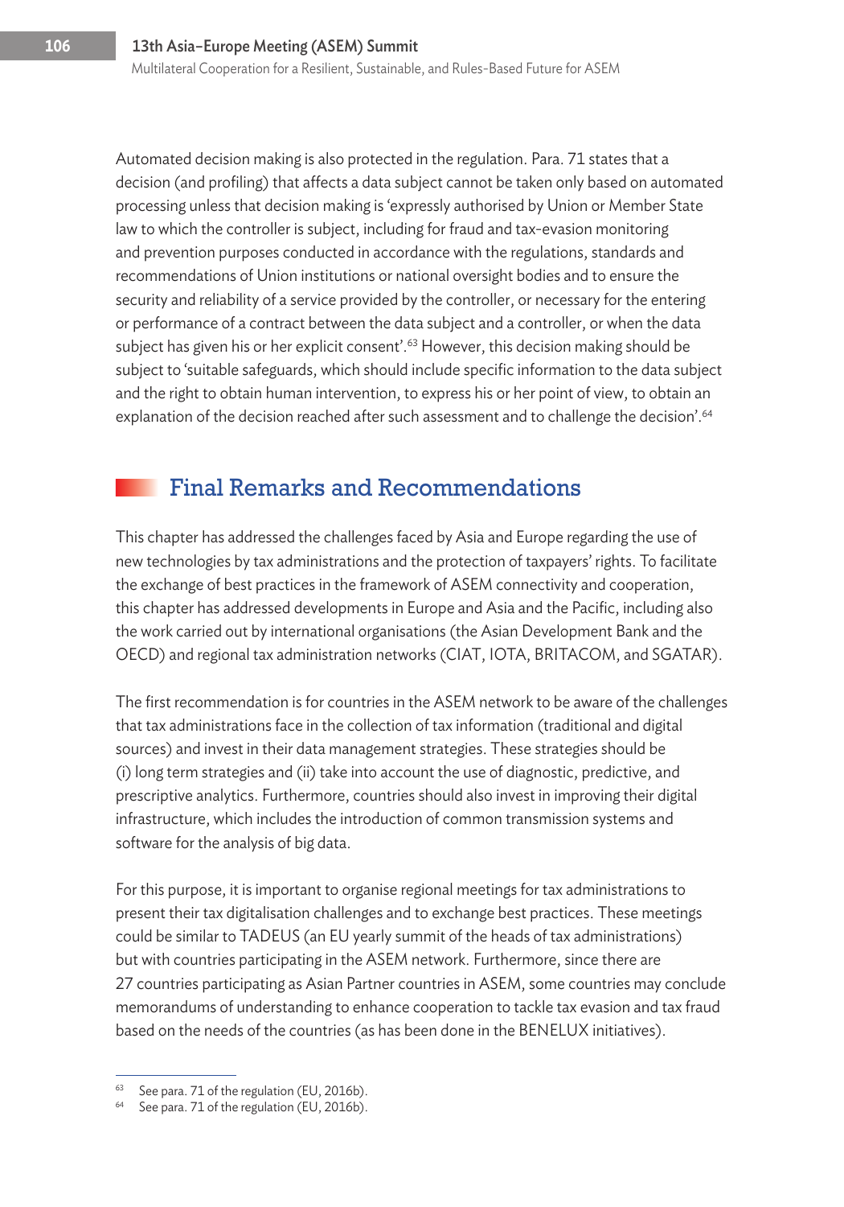Automated decision making is also protected in the regulation. Para. 71 states that a decision (and profiling) that affects a data subject cannot be taken only based on automated processing unless that decision making is 'expressly authorised by Union or Member State law to which the controller is subject, including for fraud and tax-evasion monitoring and prevention purposes conducted in accordance with the regulations, standards and recommendations of Union institutions or national oversight bodies and to ensure the security and reliability of a service provided by the controller, or necessary for the entering or performance of a contract between the data subject and a controller, or when the data subject has given his or her explicit consent'.[63] However, this decision making should be subject to 'suitable safeguards, which should include specific information to the data subject and the right to obtain human intervention, to express his or her point of view, to obtain an explanation of the decision reached after such assessment and to challenge the decision'.[64]

## Final Remarks and Recommendations

This chapter has addressed the challenges faced by Asia and Europe regarding the use of new technologies by tax administrations and the protection of taxpayers' rights. To facilitate the exchange of best practices in the framework of ASEM connectivity and cooperation, this chapter has addressed developments in Europe and Asia and the Pacific, including also the work carried out by international organisations (the Asian Development Bank and the OECD) and regional tax administration networks (CIAT, IOTA, BRITACOM, and SGATAR).

The first recommendation is for countries in the ASEM network to be aware of the challenges that tax administrations face in the collection of tax information (traditional and digital sources) and invest in their data management strategies. These strategies should be (i) long term strategies and (ii) take into account the use of diagnostic, predictive, and prescriptive analytics. Furthermore, countries should also invest in improving their digital infrastructure, which includes the introduction of common transmission systems and software for the analysis of big data.

For this purpose, it is important to organise regional meetings for tax administrations to present their tax digitalisation challenges and to exchange best practices. These meetings could be similar to TADEUS (an EU yearly summit of the heads of tax administrations) but with countries participating in the ASEM network. Furthermore, since there are 27 countries participating as Asian Partner countries in ASEM, some countries may conclude memorandums of understanding to enhance cooperation to tackle tax evasion and tax fraud based on the needs of the countries (as has been done in the BENELUX initiatives).

---

[63] See para. 71 of the regulation (EU, 2016b).

[64] See para. 71 of the regulation (EU, 2016b).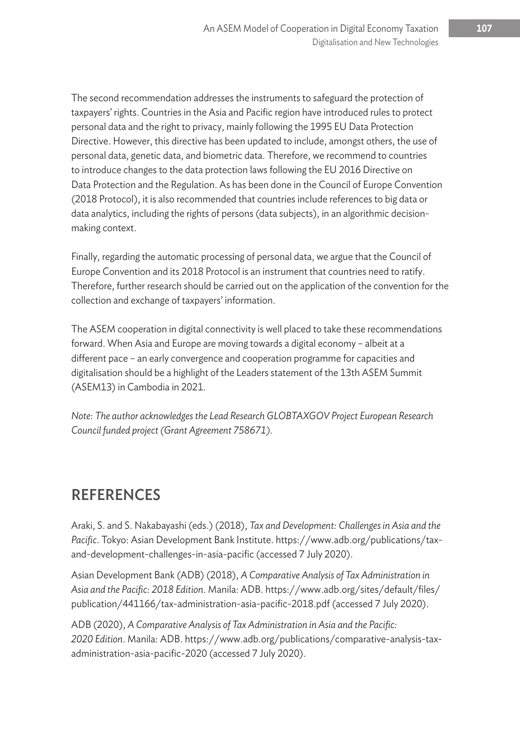The second recommendation addresses the instruments to safeguard the protection of taxpayers' rights. Countries in the Asia and Pacific region have introduced rules to protect personal data and the right to privacy, mainly following the 1995 EU Data Protection Directive. However, this directive has been updated to include, amongst others, the use of personal data, genetic data, and biometric data. Therefore, we recommend to countries to introduce changes to the data protection laws following the EU 2016 Directive on Data Protection and the Regulation. As has been done in the Council of Europe Convention (2018 Protocol), it is also recommended that countries include references to big data or data analytics, including the rights of persons (data subjects), in an algorithmic decision-making context.

Finally, regarding the automatic processing of personal data, we argue that the Council of Europe Convention and its 2018 Protocol is an instrument that countries need to ratify. Therefore, further research should be carried out on the application of the convention for the collection and exchange of taxpayers' information.

The ASEM cooperation in digital connectivity is well placed to take these recommendations forward. When Asia and Europe are moving towards a digital economy – albeit at a different pace – an early convergence and cooperation programme for capacities and digitalisation should be a highlight of the Leaders statement of the 13th ASEM Summit (ASEM13) in Cambodia in 2021.

*Note: The author acknowledges the Lead Research GLOBTAXGOV Project European Research Council funded project (Grant Agreement 758671).*

## REFERENCES

Araki, S. and S. Nakabayashi (eds.) (2018), *Tax and Development: Challenges in Asia and the Pacific*. Tokyo: Asian Development Bank Institute. https://www.adb.org/publications/tax-and-development-challenges-in-asia-pacific (accessed 7 July 2020).

Asian Development Bank (ADB) (2018), *A Comparative Analysis of Tax Administration in Asia and the Pacific: 2018 Edition*. Manila: ADB. https://www.adb.org/sites/default/files/publication/441166/tax-administration-asia-pacific-2018.pdf (accessed 7 July 2020).

ADB (2020), *A Comparative Analysis of Tax Administration in Asia and the Pacific: 2020 Edition*. Manila: ADB. https://www.adb.org/publications/comparative-analysis-tax-administration-asia-pacific-2020 (accessed 7 July 2020).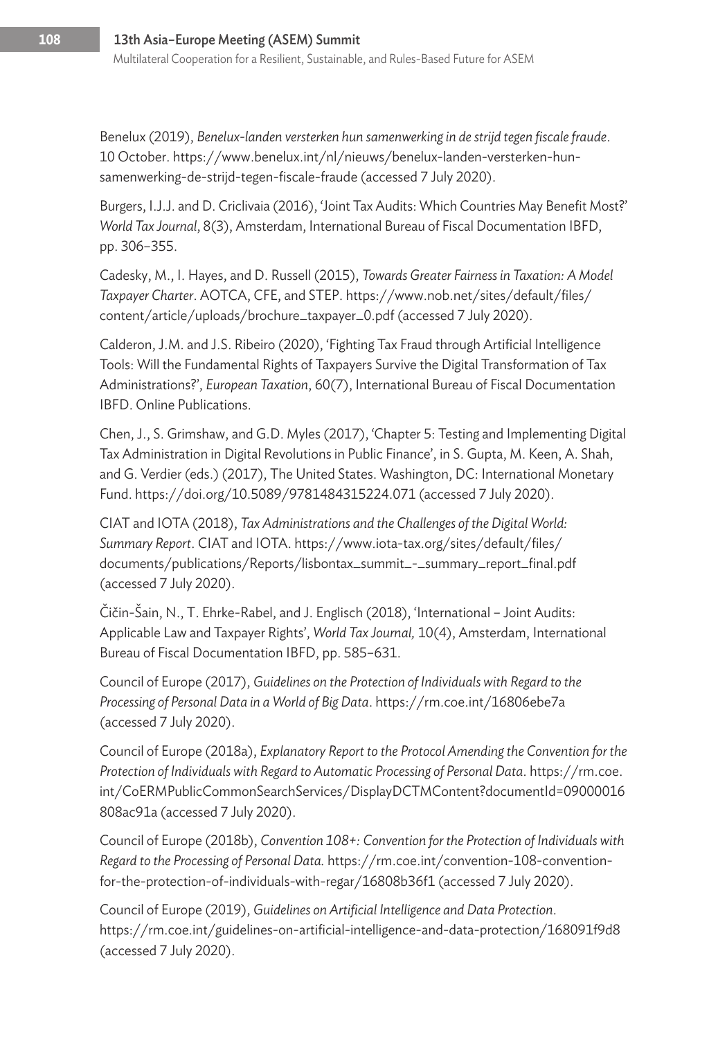Benelux (2019), *Benelux-landen versterken hun samenwerking in de strijd tegen fiscale fraude*. 10 October. https://www.benelux.int/nl/nieuws/benelux-landen-versterken-hun-samenwerking-de-strijd-tegen-fiscale-fraude (accessed 7 July 2020).

Burgers, I.J.J. and D. Criclivaia (2016), 'Joint Tax Audits: Which Countries May Benefit Most?' *World Tax Journal*, 8(3), Amsterdam, International Bureau of Fiscal Documentation IBFD, pp. 306–355.

Cadesky, M., I. Hayes, and D. Russell (2015), *Towards Greater Fairness in Taxation: A Model Taxpayer Charter*. AOTCA, CFE, and STEP. https://www.nob.net/sites/default/files/content/article/uploads/brochure_taxpayer_0.pdf (accessed 7 July 2020).

Calderon, J.M. and J.S. Ribeiro (2020), 'Fighting Tax Fraud through Artificial Intelligence Tools: Will the Fundamental Rights of Taxpayers Survive the Digital Transformation of Tax Administrations?', *European Taxation*, 60(7), International Bureau of Fiscal Documentation IBFD. Online Publications.

Chen, J., S. Grimshaw, and G.D. Myles (2017), 'Chapter 5: Testing and Implementing Digital Tax Administration in Digital Revolutions in Public Finance', in S. Gupta, M. Keen, A. Shah, and G. Verdier (eds.) (2017), The United States. Washington, DC: International Monetary Fund. https://doi.org/10.5089/9781484315224.071 (accessed 7 July 2020).

CIAT and IOTA (2018), *Tax Administrations and the Challenges of the Digital World: Summary Report*. CIAT and IOTA. https://www.iota-tax.org/sites/default/files/documents/publications/Reports/lisbontax_summit_-_summary_report_final.pdf (accessed 7 July 2020).

Čičin-Šain, N., T. Ehrke-Rabel, and J. Englisch (2018), 'International – Joint Audits: Applicable Law and Taxpayer Rights', *World Tax Journal,* 10(4), Amsterdam, International Bureau of Fiscal Documentation IBFD, pp. 585–631.

Council of Europe (2017), *Guidelines on the Protection of Individuals with Regard to the Processing of Personal Data in a World of Big Data*. https://rm.coe.int/16806ebe7a (accessed 7 July 2020).

Council of Europe (2018a), *Explanatory Report to the Protocol Amending the Convention for the Protection of Individuals with Regard to Automatic Processing of Personal Data*. https://rm.coe.int/CoERMPublicCommonSearchServices/DisplayDCTMContent?documentId=09000016808ac91a (accessed 7 July 2020).

Council of Europe (2018b), *Convention 108+: Convention for the Protection of Individuals with Regard to the Processing of Personal Data.* https://rm.coe.int/convention-108-convention-for-the-protection-of-individuals-with-regar/16808b36f1 (accessed 7 July 2020).

Council of Europe (2019), *Guidelines on Artificial Intelligence and Data Protection*. https://rm.coe.int/guidelines-on-artificial-intelligence-and-data-protection/168091f9d8 (accessed 7 July 2020).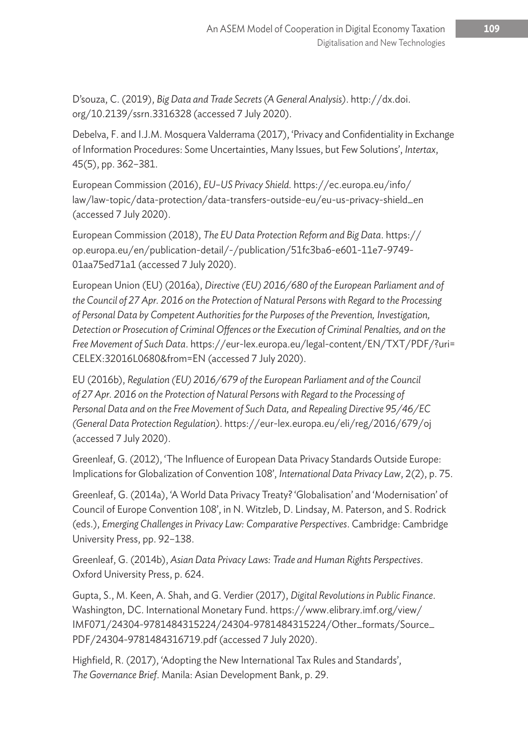D'souza, C. (2019), *Big Data and Trade Secrets (A General Analysis)*. http://dx.doi.org/10.2139/ssrn.3316328 (accessed 7 July 2020).

Debelva, F. and I.J.M. Mosquera Valderrama (2017), 'Privacy and Confidentiality in Exchange of Information Procedures: Some Uncertainties, Many Issues, but Few Solutions', *Intertax*, 45(5), pp. 362–381.

European Commission (2016), *EU–US Privacy Shield.* https://ec.europa.eu/info/law/law-topic/data-protection/data-transfers-outside-eu/eu-us-privacy-shield_en (accessed 7 July 2020).

European Commission (2018), *The EU Data Protection Reform and Big Data*. https://op.europa.eu/en/publication-detail/-/publication/51fc3ba6-e601-11e7-9749-01aa75ed71a1 (accessed 7 July 2020).

European Union (EU) (2016a), *Directive (EU) 2016/680 of the European Parliament and of the Council of 27 Apr. 2016 on the Protection of Natural Persons with Regard to the Processing of Personal Data by Competent Authorities for the Purposes of the Prevention, Investigation, Detection or Prosecution of Criminal Offences or the Execution of Criminal Penalties, and on the Free Movement of Such Data*. https://eur-lex.europa.eu/legal-content/EN/TXT/PDF/?uri=CELEX:32016L0680&from=EN (accessed 7 July 2020).

EU (2016b), *Regulation (EU) 2016/679 of the European Parliament and of the Council of 27 Apr. 2016 on the Protection of Natural Persons with Regard to the Processing of Personal Data and on the Free Movement of Such Data, and Repealing Directive 95/46/EC (General Data Protection Regulation)*. https://eur-lex.europa.eu/eli/reg/2016/679/oj (accessed 7 July 2020).

Greenleaf, G. (2012), 'The Influence of European Data Privacy Standards Outside Europe: Implications for Globalization of Convention 108', *International Data Privacy Law*, 2(2), p. 75.

Greenleaf, G. (2014a), 'A World Data Privacy Treaty? 'Globalisation' and 'Modernisation' of Council of Europe Convention 108', in N. Witzleb, D. Lindsay, M. Paterson, and S. Rodrick (eds.), *Emerging Challenges in Privacy Law: Comparative Perspectives*. Cambridge: Cambridge University Press, pp. 92–138.

Greenleaf, G. (2014b), *Asian Data Privacy Laws: Trade and Human Rights Perspectives*. Oxford University Press, p. 624.

Gupta, S., M. Keen, A. Shah, and G. Verdier (2017), *Digital Revolutions in Public Finance*. Washington, DC. International Monetary Fund. https://www.elibrary.imf.org/view/IMF071/24304-9781484315224/24304-9781484315224/Other_formats/Source_PDF/24304-9781484316719.pdf (accessed 7 July 2020).

Highfield, R. (2017), 'Adopting the New International Tax Rules and Standards', *The Governance Brief*. Manila: Asian Development Bank, p. 29.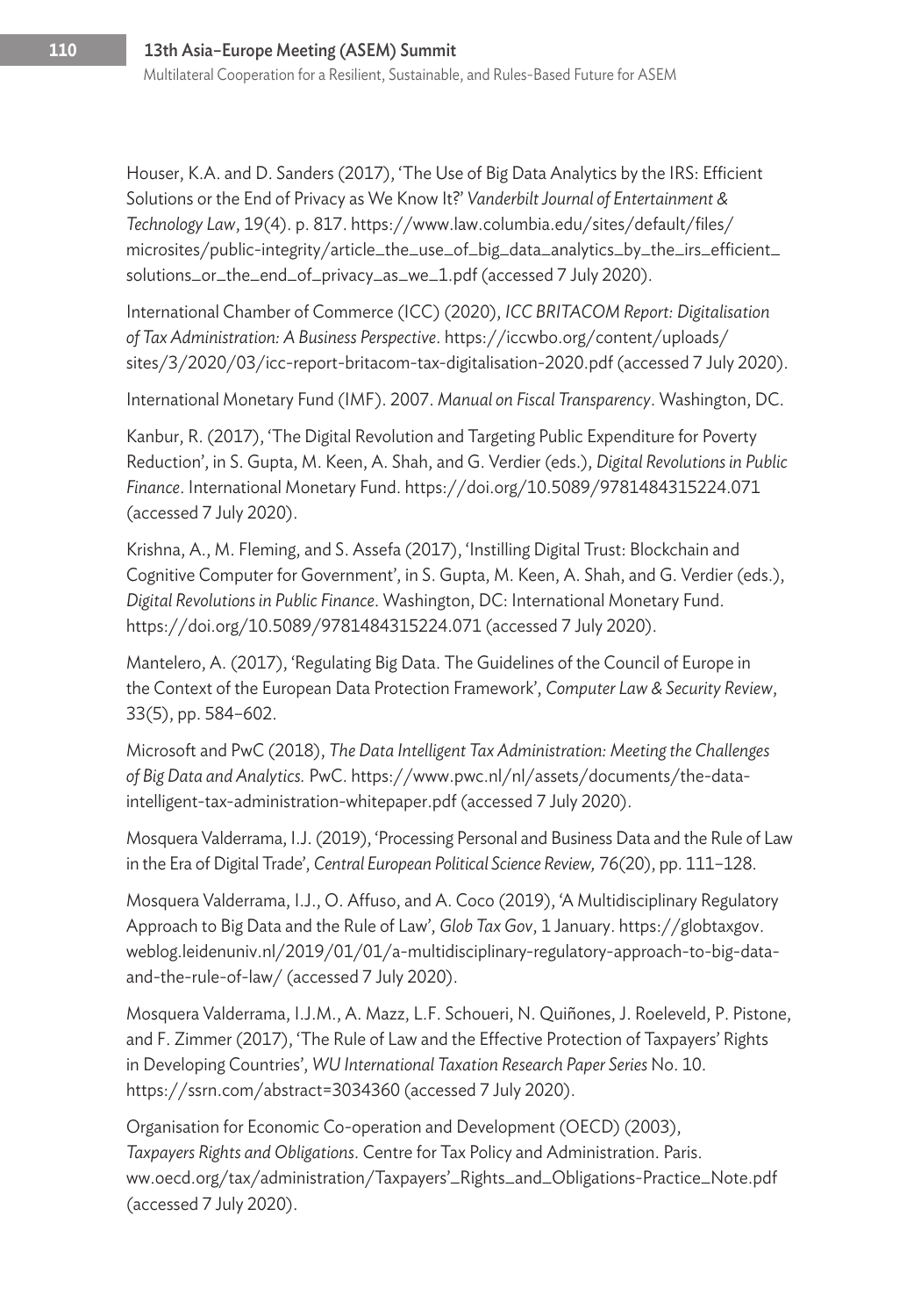Houser, K.A. and D. Sanders (2017), 'The Use of Big Data Analytics by the IRS: Efficient Solutions or the End of Privacy as We Know It?' *Vanderbilt Journal of Entertainment & Technology Law*, 19(4). p. 817. https://www.law.columbia.edu/sites/default/files/microsites/public-integrity/article_the_use_of_big_data_analytics_by_the_irs_efficient_solutions_or_the_end_of_privacy_as_we_1.pdf (accessed 7 July 2020).

International Chamber of Commerce (ICC) (2020), *ICC BRITACOM Report: Digitalisation of Tax Administration: A Business Perspective*. https://iccwbo.org/content/uploads/sites/3/2020/03/icc-report-britacom-tax-digitalisation-2020.pdf (accessed 7 July 2020).

International Monetary Fund (IMF). 2007. *Manual on Fiscal Transparency*. Washington, DC.

Kanbur, R. (2017), 'The Digital Revolution and Targeting Public Expenditure for Poverty Reduction', in S. Gupta, M. Keen, A. Shah, and G. Verdier (eds.), *Digital Revolutions in Public Finance*. International Monetary Fund. https://doi.org/10.5089/9781484315224.071 (accessed 7 July 2020).

Krishna, A., M. Fleming, and S. Assefa (2017), 'Instilling Digital Trust: Blockchain and Cognitive Computer for Government', in S. Gupta, M. Keen, A. Shah, and G. Verdier (eds.), *Digital Revolutions in Public Finance*. Washington, DC: International Monetary Fund. https://doi.org/10.5089/9781484315224.071 (accessed 7 July 2020).

Mantelero, A. (2017), 'Regulating Big Data. The Guidelines of the Council of Europe in the Context of the European Data Protection Framework', *Computer Law & Security Review*, 33(5), pp. 584–602.

Microsoft and PwC (2018), *The Data Intelligent Tax Administration: Meeting the Challenges of Big Data and Analytics.* PwC. https://www.pwc.nl/nl/assets/documents/the-data-intelligent-tax-administration-whitepaper.pdf (accessed 7 July 2020).

Mosquera Valderrama, I.J. (2019), 'Processing Personal and Business Data and the Rule of Law in the Era of Digital Trade', *Central European Political Science Review,* 76(20), pp. 111–128.

Mosquera Valderrama, I.J., O. Affuso, and A. Coco (2019), 'A Multidisciplinary Regulatory Approach to Big Data and the Rule of Law', *Glob Tax Gov*, 1 January. https://globtaxgov.weblog.leidenuniv.nl/2019/01/01/a-multidisciplinary-regulatory-approach-to-big-data-and-the-rule-of-law/ (accessed 7 July 2020).

Mosquera Valderrama, I.J.M., A. Mazz, L.F. Schoueri, N. Quiñones, J. Roeleveld, P. Pistone, and F. Zimmer (2017), 'The Rule of Law and the Effective Protection of Taxpayers' Rights in Developing Countries', *WU International Taxation Research Paper Series* No. 10. https://ssrn.com/abstract=3034360 (accessed 7 July 2020).

Organisation for Economic Co-operation and Development (OECD) (2003), *Taxpayers Rights and Obligations*. Centre for Tax Policy and Administration. Paris. ww.oecd.org/tax/administration/Taxpayers'_Rights_and_Obligations-Practice_Note.pdf (accessed 7 July 2020).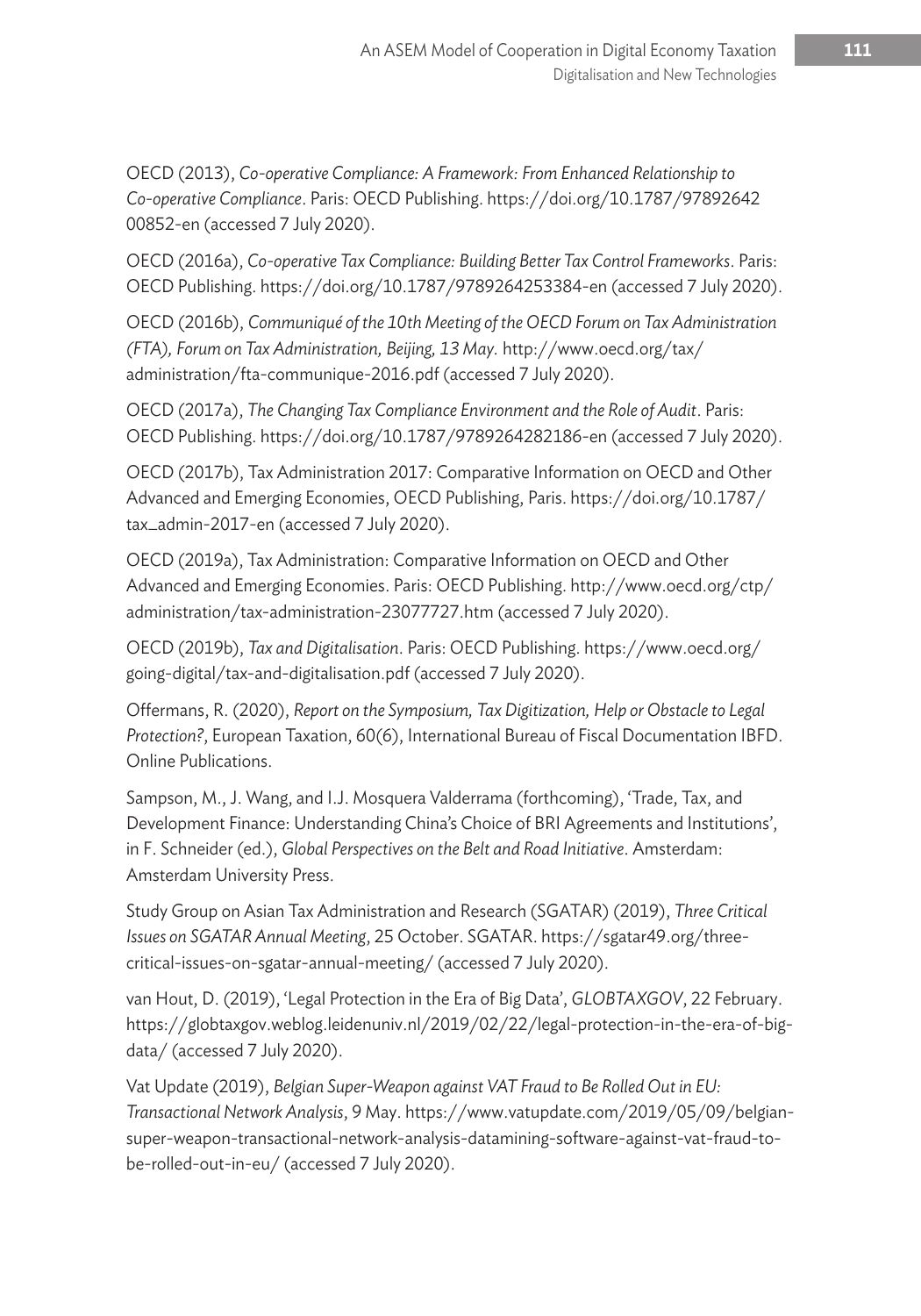OECD (2013), *Co-operative Compliance: A Framework: From Enhanced Relationship to Co-operative Compliance*. Paris: OECD Publishing. https://doi.org/10.1787/9789264200852-en (accessed 7 July 2020).

OECD (2016a), *Co-operative Tax Compliance: Building Better Tax Control Frameworks*. Paris: OECD Publishing. https://doi.org/10.1787/9789264253384-en (accessed 7 July 2020).

OECD (2016b), *Communiqué of the 10th Meeting of the OECD Forum on Tax Administration (FTA), Forum on Tax Administration, Beijing, 13 May.* http://www.oecd.org/tax/administration/fta-communique-2016.pdf (accessed 7 July 2020).

OECD (2017a), *The Changing Tax Compliance Environment and the Role of Audit*. Paris: OECD Publishing. https://doi.org/10.1787/9789264282186-en (accessed 7 July 2020).

OECD (2017b), Tax Administration 2017: Comparative Information on OECD and Other Advanced and Emerging Economies, OECD Publishing, Paris. https://doi.org/10.1787/tax_admin-2017-en (accessed 7 July 2020).

OECD (2019a), Tax Administration: Comparative Information on OECD and Other Advanced and Emerging Economies. Paris: OECD Publishing. http://www.oecd.org/ctp/administration/tax-administration-23077727.htm (accessed 7 July 2020).

OECD (2019b), *Tax and Digitalisation*. Paris: OECD Publishing. https://www.oecd.org/going-digital/tax-and-digitalisation.pdf (accessed 7 July 2020).

Offermans, R. (2020), *Report on the Symposium, Tax Digitization, Help or Obstacle to Legal Protection?*, European Taxation, 60(6), International Bureau of Fiscal Documentation IBFD. Online Publications.

Sampson, M., J. Wang, and I.J. Mosquera Valderrama (forthcoming), 'Trade, Tax, and Development Finance: Understanding China's Choice of BRI Agreements and Institutions', in F. Schneider (ed.), *Global Perspectives on the Belt and Road Initiative*. Amsterdam: Amsterdam University Press.

Study Group on Asian Tax Administration and Research (SGATAR) (2019), *Three Critical Issues on SGATAR Annual Meeting*, 25 October. SGATAR. https://sgatar49.org/three-critical-issues-on-sgatar-annual-meeting/ (accessed 7 July 2020).

van Hout, D. (2019), 'Legal Protection in the Era of Big Data', *GLOBTAXGOV*, 22 February. https://globtaxgov.weblog.leidenuniv.nl/2019/02/22/legal-protection-in-the-era-of-big-data/ (accessed 7 July 2020).

Vat Update (2019), *Belgian Super-Weapon against VAT Fraud to Be Rolled Out in EU: Transactional Network Analysis*, 9 May. https://www.vatupdate.com/2019/05/09/belgian-super-weapon-transactional-network-analysis-datamining-software-against-vat-fraud-to-be-rolled-out-in-eu/ (accessed 7 July 2020).